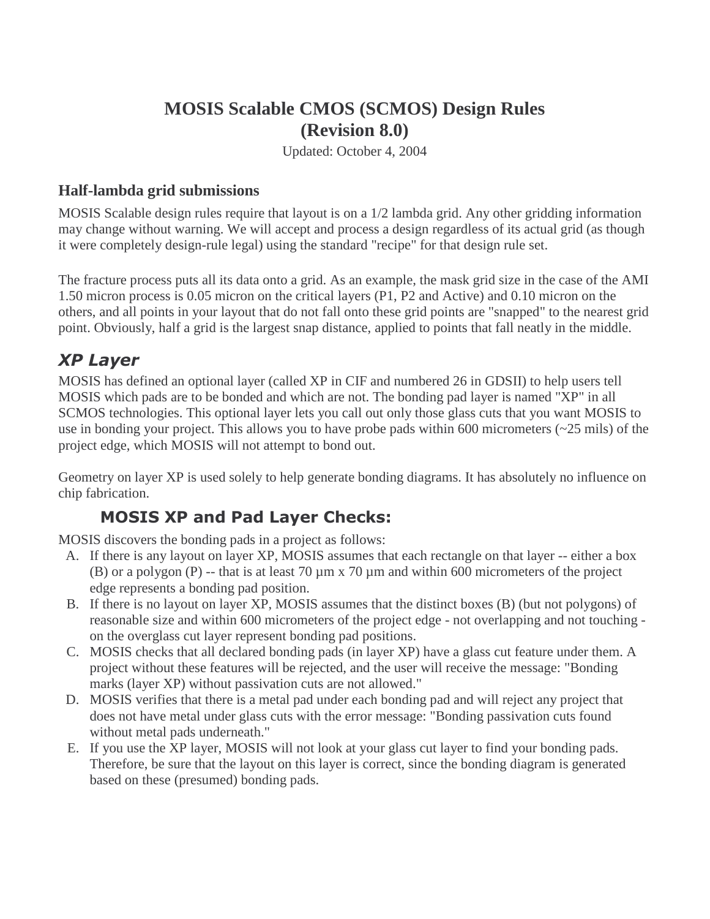# MOSIS Scalable CMOS (SCMOS) Design Rules
# (Revision 8.0)

Updated: October 4, 2004

## Half-lambda grid submissions

MOSIS Scalable design rules require that layout is on a 1/2 lambda grid. Any other gridding information may change without warning. We will accept and process a design regardless of its actual grid (as though it were completely design-rule legal) using the standard "recipe" for that design rule set.

The fracture process puts all its data onto a grid. As an example, the mask grid size in the case of the AMI 1.50 micron process is 0.05 micron on the critical layers (P1, P2 and Active) and 0.10 micron on the others, and all points in your layout that do not fall onto these grid points are "snapped" to the nearest grid point. Obviously, half a grid is the largest snap distance, applied to points that fall neatly in the middle.

## *XP Layer*

MOSIS has defined an optional layer (called XP in CIF and numbered 26 in GDSII) to help users tell MOSIS which pads are to be bonded and which are not. The bonding pad layer is named "XP" in all SCMOS technologies. This optional layer lets you call out only those glass cuts that you want MOSIS to use in bonding your project. This allows you to have probe pads within 600 micrometers (~25 mils) of the project edge, which MOSIS will not attempt to bond out.

Geometry on layer XP is used solely to help generate bonding diagrams. It has absolutely no influence on chip fabrication.

### MOSIS XP and Pad Layer Checks:

MOSIS discovers the bonding pads in a project as follows:

A. If there is any layout on layer XP, MOSIS assumes that each rectangle on that layer -- either a box (B) or a polygon (P) -- that is at least 70 µm x 70 µm and within 600 micrometers of the project edge represents a bonding pad position.
B. If there is no layout on layer XP, MOSIS assumes that the distinct boxes (B) (but not polygons) of reasonable size and within 600 micrometers of the project edge - not overlapping and not touching - on the overglass cut layer represent bonding pad positions.
C. MOSIS checks that all declared bonding pads (in layer XP) have a glass cut feature under them. A project without these features will be rejected, and the user will receive the message: "Bonding marks (layer XP) without passivation cuts are not allowed."
D. MOSIS verifies that there is a metal pad under each bonding pad and will reject any project that does not have metal under glass cuts with the error message: "Bonding passivation cuts found without metal pads underneath."
E. If you use the XP layer, MOSIS will not look at your glass cut layer to find your bonding pads. Therefore, be sure that the layout on this layer is correct, since the bonding diagram is generated based on these (presumed) bonding pads.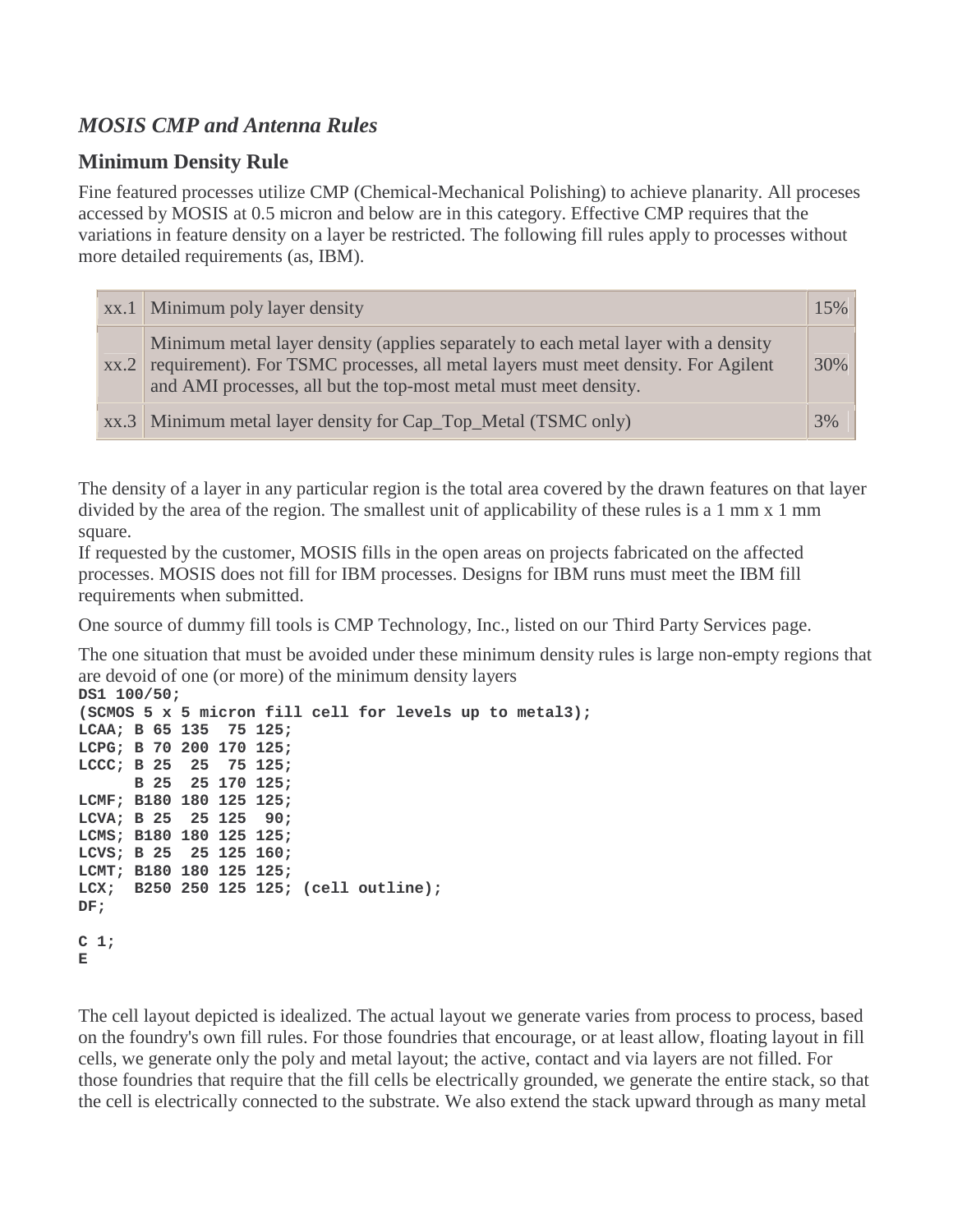## *MOSIS CMP and Antenna Rules*

### Minimum Density Rule

Fine featured processes utilize CMP (Chemical-Mechanical Polishing) to achieve planarity. All proceses accessed by MOSIS at 0.5 micron and below are in this category. Effective CMP requires that the variations in feature density on a layer be restricted. The following fill rules apply to processes without more detailed requirements (as, IBM).

| | | |
|---|---|---|
| xx.1 | Minimum poly layer density | 15% |
| xx.2 | Minimum metal layer density (applies separately to each metal layer with a density requirement). For TSMC processes, all metal layers must meet density. For Agilent and AMI processes, all but the top-most metal must meet density. | 30% |
| xx.3 | Minimum metal layer density for Cap_Top_Metal (TSMC only) | 3% |

The density of a layer in any particular region is the total area covered by the drawn features on that layer divided by the area of the region. The smallest unit of applicability of these rules is a 1 mm x 1 mm square.
If requested by the customer, MOSIS fills in the open areas on projects fabricated on the affected processes. MOSIS does not fill for IBM processes. Designs for IBM runs must meet the IBM fill requirements when submitted.

One source of dummy fill tools is CMP Technology, Inc., listed on our Third Party Services page.

The one situation that must be avoided under these minimum density rules is large non-empty regions that are devoid of one (or more) of the minimum density layers

```
DS1 100/50;
(SCMOS 5 x 5 micron fill cell for levels up to metal3);
LCAA; B 65 135  75 125;
LCPG; B 70 200 170 125;
LCCC; B 25  25  75 125;
      B 25  25 170 125;
LCMF; B180 180 125 125;
LCVA; B 25  25 125  90;
LCMS; B180 180 125 125;
LCVS; B 25  25 125 160;
LCMT; B180 180 125 125;
LCX;  B250 250 125 125; (cell outline);
DF;

C 1;
E
```

The cell layout depicted is idealized. The actual layout we generate varies from process to process, based on the foundry's own fill rules. For those foundries that encourage, or at least allow, floating layout in fill cells, we generate only the poly and metal layout; the active, contact and via layers are not filled. For those foundries that require that the fill cells be electrically grounded, we generate the entire stack, so that the cell is electrically connected to the substrate. We also extend the stack upward through as many metal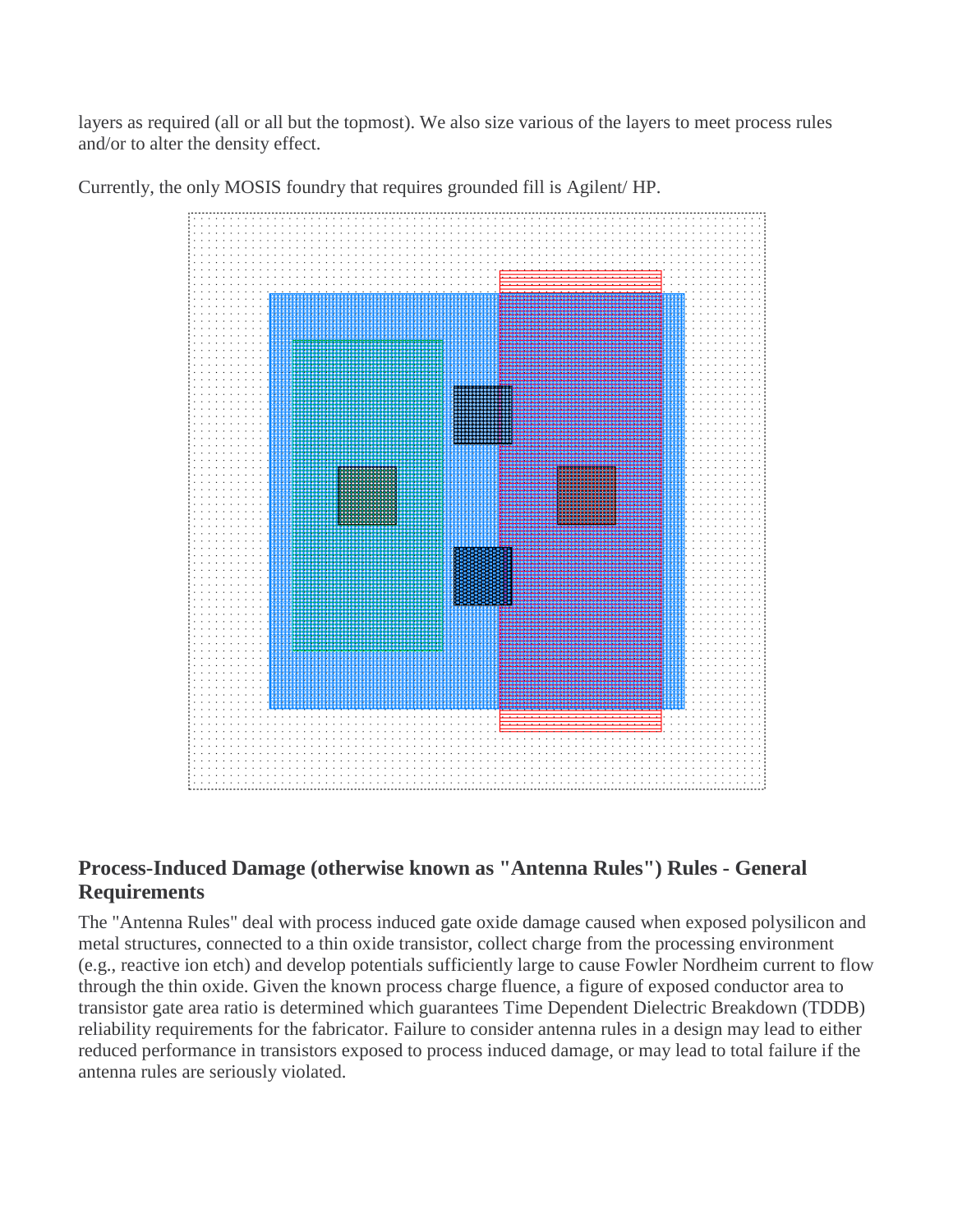layers as required (all or all but the topmost). We also size various of the layers to meet process rules and/or to alter the density effect.

Currently, the only MOSIS foundry that requires grounded fill is Agilent/ HP.

## Process-Induced Damage (otherwise known as "Antenna Rules") Rules - General Requirements

The "Antenna Rules" deal with process induced gate oxide damage caused when exposed polysilicon and metal structures, connected to a thin oxide transistor, collect charge from the processing environment (e.g., reactive ion etch) and develop potentials sufficiently large to cause Fowler Nordheim current to flow through the thin oxide. Given the known process charge fluence, a figure of exposed conductor area to transistor gate area ratio is determined which guarantees Time Dependent Dielectric Breakdown (TDDB) reliability requirements for the fabricator. Failure to consider antenna rules in a design may lead to either reduced performance in transistors exposed to process induced damage, or may lead to total failure if the antenna rules are seriously violated.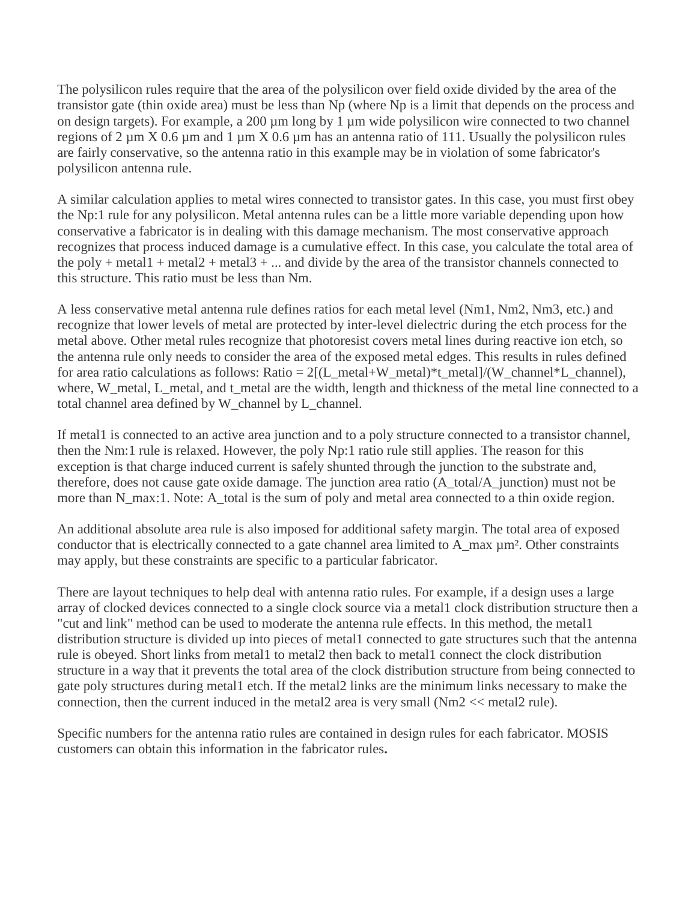The polysilicon rules require that the area of the polysilicon over field oxide divided by the area of the transistor gate (thin oxide area) must be less than Np (where Np is a limit that depends on the process and on design targets). For example, a 200 µm long by 1 µm wide polysilicon wire connected to two channel regions of 2 µm X 0.6 µm and 1 µm X 0.6 µm has an antenna ratio of 111. Usually the polysilicon rules are fairly conservative, so the antenna ratio in this example may be in violation of some fabricator's polysilicon antenna rule.

A similar calculation applies to metal wires connected to transistor gates. In this case, you must first obey the Np:1 rule for any polysilicon. Metal antenna rules can be a little more variable depending upon how conservative a fabricator is in dealing with this damage mechanism. The most conservative approach recognizes that process induced damage is a cumulative effect. In this case, you calculate the total area of the poly + metal1 + metal2 + metal3 + ... and divide by the area of the transistor channels connected to this structure. This ratio must be less than Nm.

A less conservative metal antenna rule defines ratios for each metal level (Nm1, Nm2, Nm3, etc.) and recognize that lower levels of metal are protected by inter-level dielectric during the etch process for the metal above. Other metal rules recognize that photoresist covers metal lines during reactive ion etch, so the antenna rule only needs to consider the area of the exposed metal edges. This results in rules defined for area ratio calculations as follows: Ratio = $2[(L_{metal}+W_{metal})*t_{metal}]/(W_{channel}*L_{channel})$, where, $W_{metal}$, $L_{metal}$, and $t_{metal}$ are the width, length and thickness of the metal line connected to a total channel area defined by $W_{channel}$ by $L_{channel}$.

If metal1 is connected to an active area junction and to a poly structure connected to a transistor channel, then the Nm:1 rule is relaxed. However, the poly Np:1 ratio rule still applies. The reason for this exception is that charge induced current is safely shunted through the junction to the substrate and, therefore, does not cause gate oxide damage. The junction area ratio ($A_{total}/A_{junction}$) must not be more than $N_{max}$:1. Note: $A_{total}$ is the sum of poly and metal area connected to a thin oxide region.

An additional absolute area rule is also imposed for additional safety margin. The total area of exposed conductor that is electrically connected to a gate channel area limited to $A_{max}$ µm². Other constraints may apply, but these constraints are specific to a particular fabricator.

There are layout techniques to help deal with antenna ratio rules. For example, if a design uses a large array of clocked devices connected to a single clock source via a metal1 clock distribution structure then a "cut and link" method can be used to moderate the antenna rule effects. In this method, the metal1 distribution structure is divided up into pieces of metal1 connected to gate structures such that the antenna rule is obeyed. Short links from metal1 to metal2 then back to metal1 connect the clock distribution structure in a way that it prevents the total area of the clock distribution structure from being connected to gate poly structures during metal1 etch. If the metal2 links are the minimum links necessary to make the connection, then the current induced in the metal2 area is very small (Nm2 << metal2 rule).

Specific numbers for the antenna ratio rules are contained in design rules for each fabricator. MOSIS customers can obtain this information in the fabricator rules.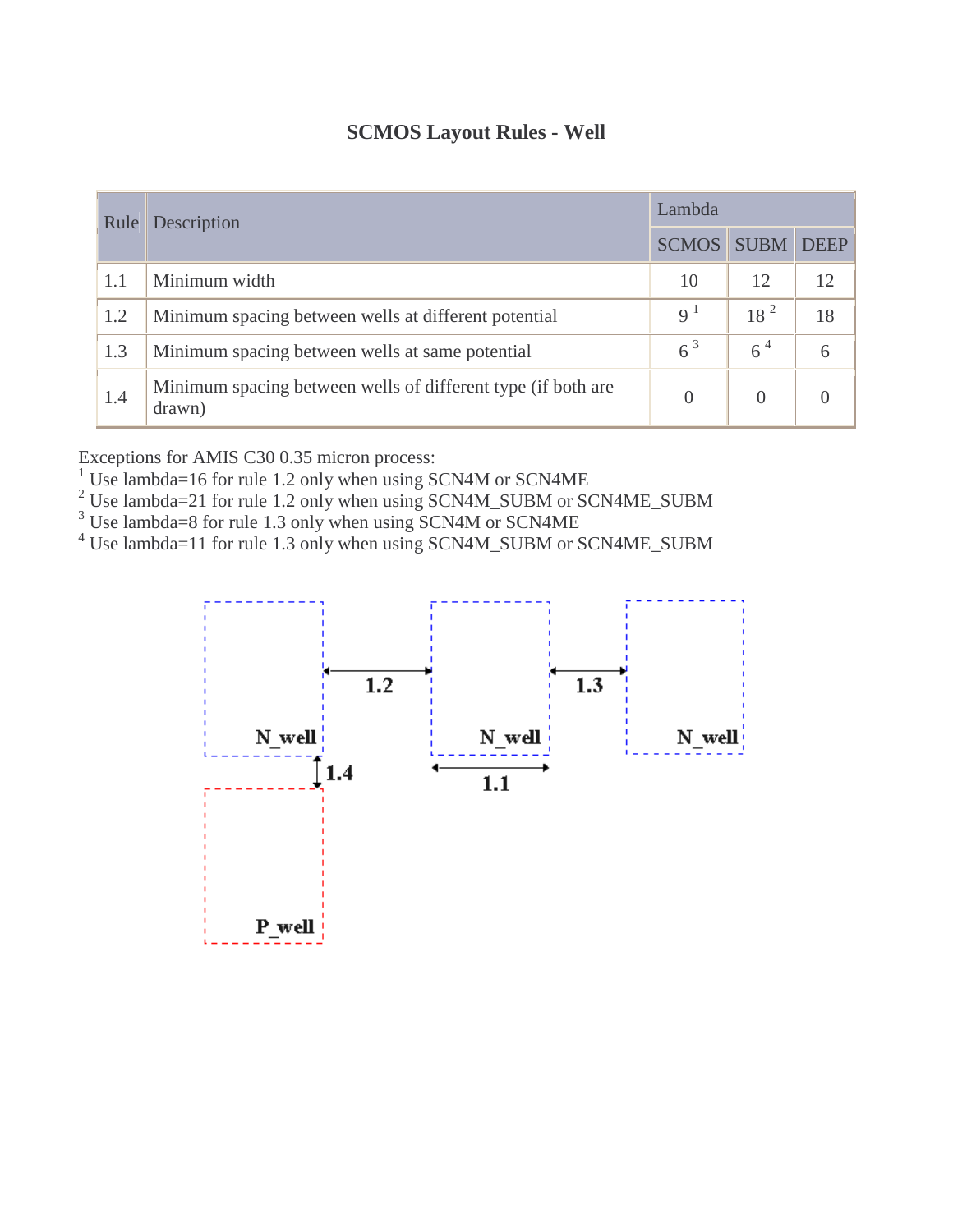# SCMOS Layout Rules - Well

| Rule | Description | Lambda | | |
|---|---|---|---|---|
| | | SCMOS | SUBM | DEEP |
| 1.1 | Minimum width | 10 | 12 | 12 |
| 1.2 | Minimum spacing between wells at different potential | 9 [1] | 18 [2] | 18 |
| 1.3 | Minimum spacing between wells at same potential | 6 [3] | 6 [4] | 6 |
| 1.4 | Minimum spacing between wells of different type (if both are drawn) | 0 | 0 | 0 |

Exceptions for AMIS C30 0.35 micron process:

[1] Use lambda=16 for rule 1.2 only when using SCN4M or SCN4ME

[2] Use lambda=21 for rule 1.2 only when using SCN4M_SUBM or SCN4ME_SUBM

[3] Use lambda=8 for rule 1.3 only when using SCN4M or SCN4ME

[4] Use lambda=11 for rule 1.3 only when using SCN4M_SUBM or SCN4ME_SUBM

N_well N_well N_well P_well 1.1 1.2 1.3 1.4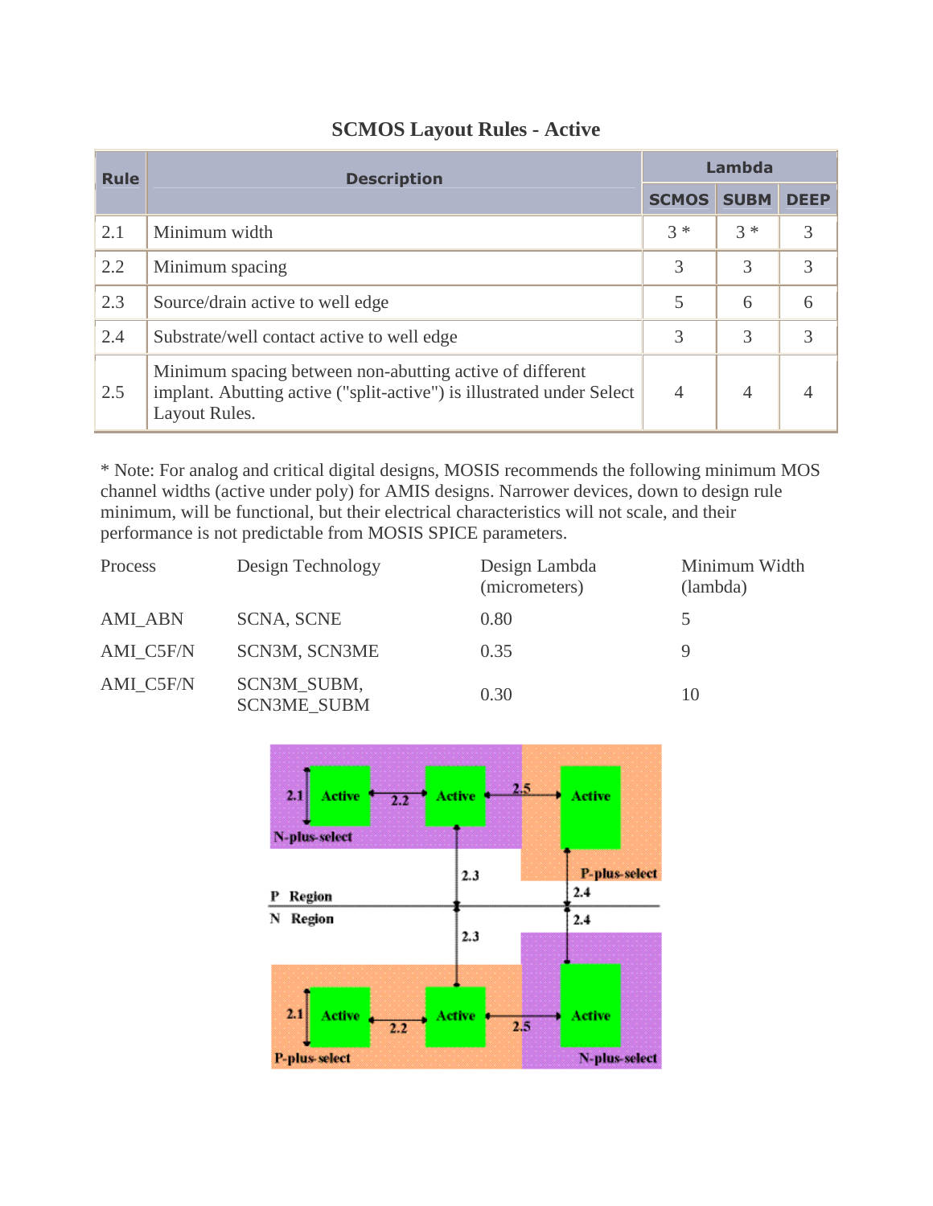# SCMOS Layout Rules - Active

| Rule | Description | Lambda | | |
|---|---|---|---|---|
| | | SCMOS | SUBM | DEEP |
| 2.1 | Minimum width | 3 * | 3 * | 3 |
| 2.2 | Minimum spacing | 3 | 3 | 3 |
| 2.3 | Source/drain active to well edge | 5 | 6 | 6 |
| 2.4 | Substrate/well contact active to well edge | 3 | 3 | 3 |
| 2.5 | Minimum spacing between non-abutting active of different implant. Abutting active ("split-active") is illustrated under Select Layout Rules. | 4 | 4 | 4 |

* Note: For analog and critical digital designs, MOSIS recommends the following minimum MOS channel widths (active under poly) for AMIS designs. Narrower devices, down to design rule minimum, will be functional, but their electrical characteristics will not scale, and their performance is not predictable from MOSIS SPICE parameters.

| Process | Design Technology | Design Lambda (micrometers) | Minimum Width (lambda) |
|---|---|---|---|
| AMI_ABN | SCNA, SCNE | 0.80 | 5 |
| AMI_C5F/N | SCN3M, SCN3ME | 0.35 | 9 |
| AMI_C5F/N | SCN3M_SUBM, SCN3ME_SUBM | 0.30 | 10 |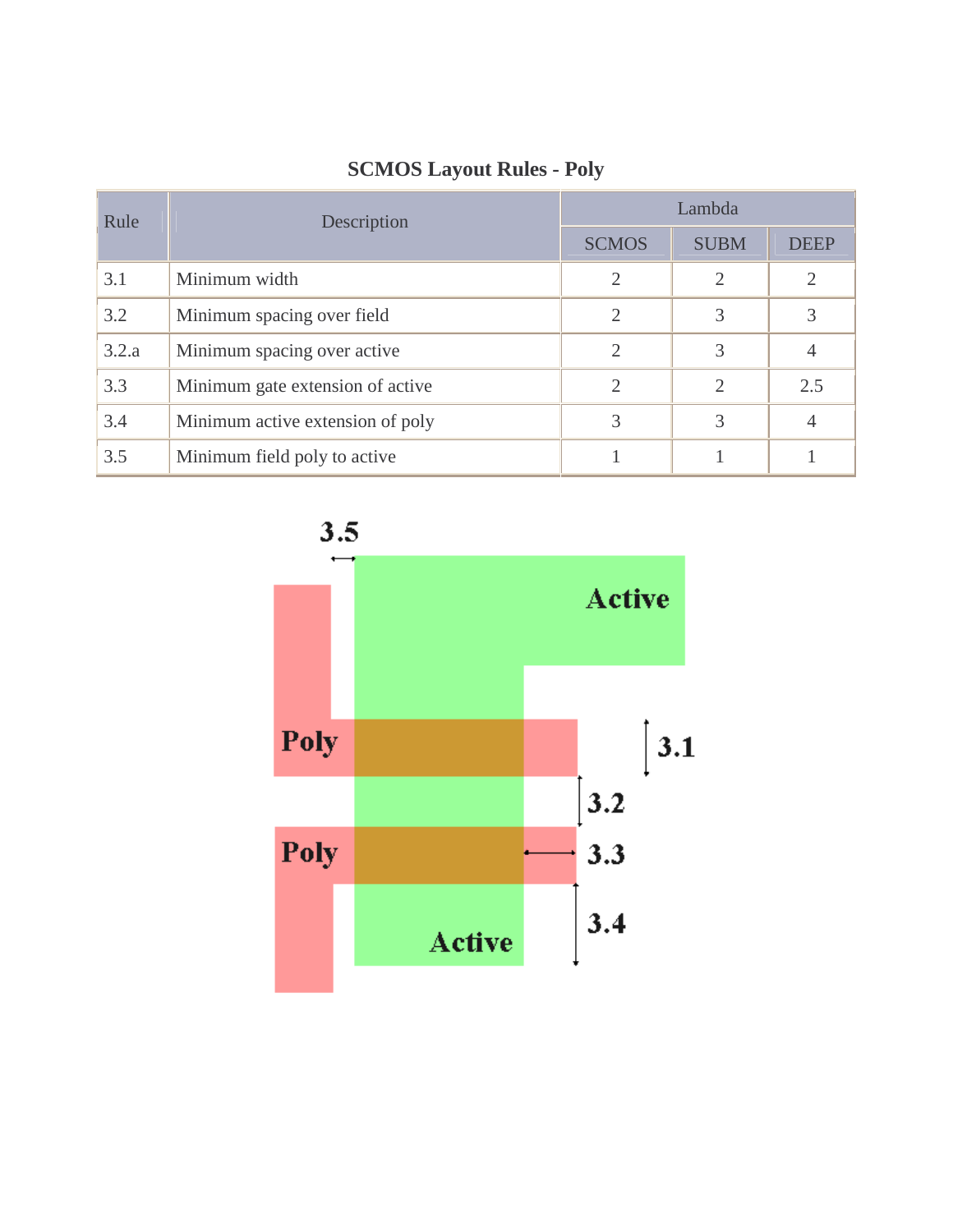## SCMOS Layout Rules - Poly

| Rule | Description | Lambda | | |
|---|---|---|---|---|
| | | SCMOS | SUBM | DEEP |
| 3.1 | Minimum width | 2 | 2 | 2 |
| 3.2 | Minimum spacing over field | 2 | 3 | 3 |
| 3.2.a | Minimum spacing over active | 2 | 3 | 4 |
| 3.3 | Minimum gate extension of active | 2 | 2 | 2.5 |
| 3.4 | Minimum active extension of poly | 3 | 3 | 4 |
| 3.5 | Minimum field poly to active | 1 | 1 | 1 |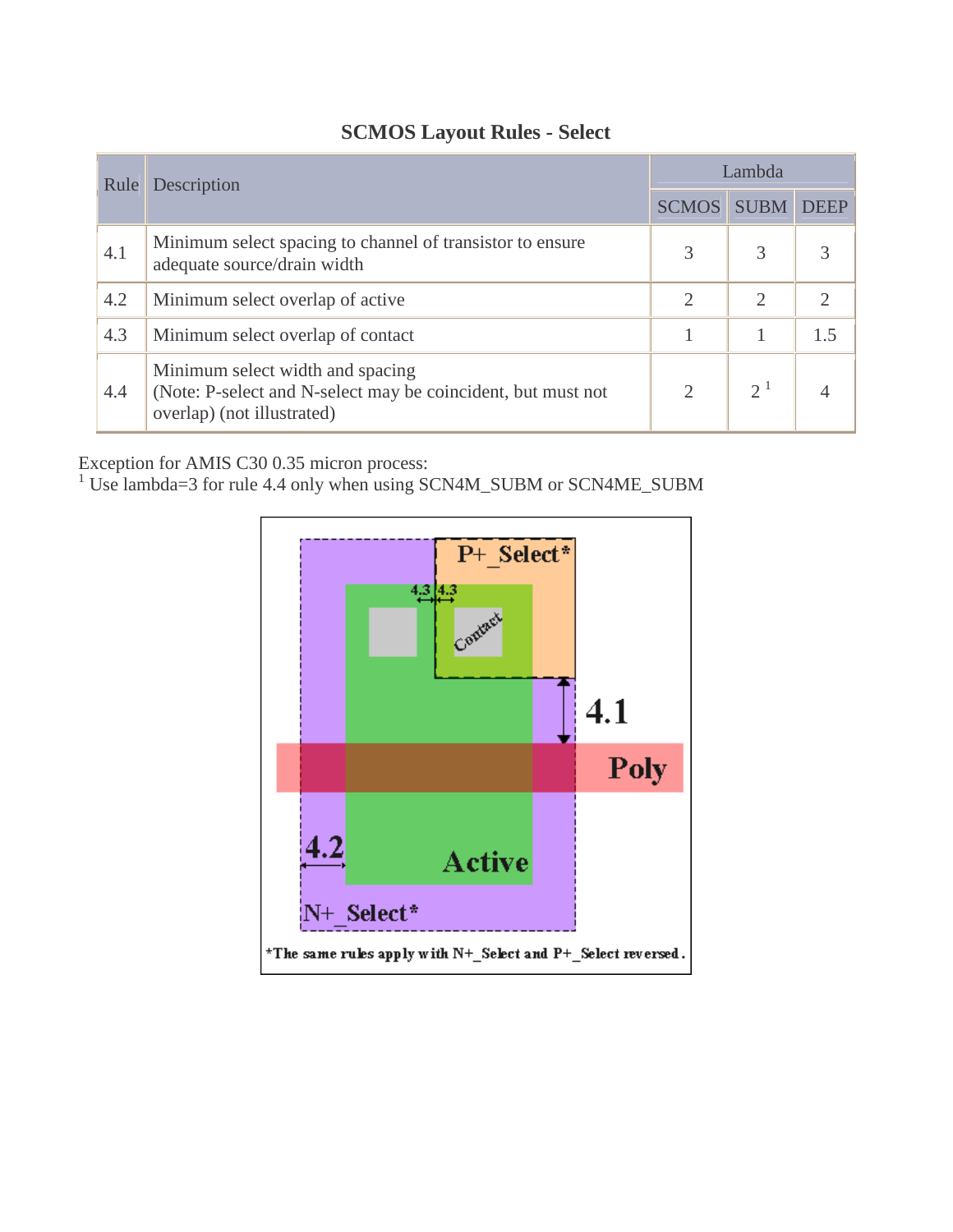# SCMOS Layout Rules - Select

| Rule | Description | Lambda | | |
|---|---|---|---|---|
| | | SCMOS | SUBM | DEEP |
| 4.1 | Minimum select spacing to channel of transistor to ensure adequate source/drain width | 3 | 3 | 3 |
| 4.2 | Minimum select overlap of active | 2 | 2 | 2 |
| 4.3 | Minimum select overlap of contact | 1 | 1 | 1.5 |
| 4.4 | Minimum select width and spacing (Note: P-select and N-select may be coincident, but must not overlap) (not illustrated) | 2 | 2 [1] | 4 |

Exception for AMIS C30 0.35 micron process:
[1] Use lambda=3 for rule 4.4 only when using SCN4M_SUBM or SCN4ME_SUBM

*The same rules apply with N+_Select and P+_Select reversed.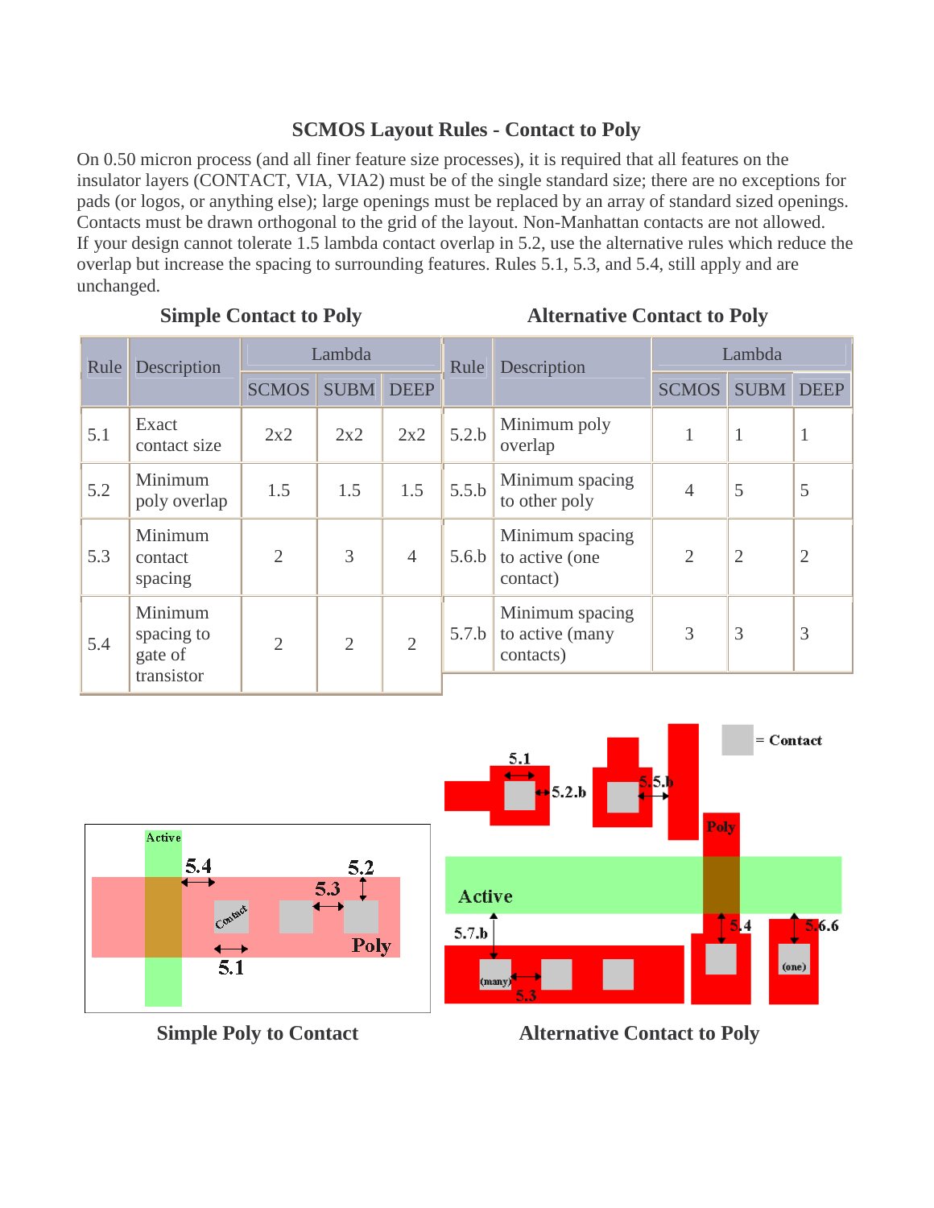## SCMOS Layout Rules - Contact to Poly

On 0.50 micron process (and all finer feature size processes), it is required that all features on the insulator layers (CONTACT, VIA, VIA2) must be of the single standard size; there are no exceptions for pads (or logos, or anything else); large openings must be replaced by an array of standard sized openings. Contacts must be drawn orthogonal to the grid of the layout. Non-Manhattan contacts are not allowed.
If your design cannot tolerate 1.5 lambda contact overlap in 5.2, use the alternative rules which reduce the overlap but increase the spacing to surrounding features. Rules 5.1, 5.3, and 5.4, still apply and are unchanged.

### Simple Contact to Poly

| Rule | Description | Lambda | | |
|---|---|---|---|---|
| | | SCMOS | SUBM | DEEP |
| 5.1 | Exact contact size | 2x2 | 2x2 | 2x2 |
| 5.2 | Minimum poly overlap | 1.5 | 1.5 | 1.5 |
| 5.3 | Minimum contact spacing | 2 | 3 | 4 |
| 5.4 | Minimum spacing to gate of transistor | 2 | 2 | 2 |

### Alternative Contact to Poly

| Rule | Description | Lambda | | |
|---|---|---|---|---|
| | | SCMOS | SUBM | DEEP |
| 5.2.b | Minimum poly overlap | 1 | 1 | 1 |
| 5.5.b | Minimum spacing to other poly | 4 | 5 | 5 |
| 5.6.b | Minimum spacing to active (one contact) | 2 | 2 | 2 |
| 5.7.b | Minimum spacing to active (many contacts) | 3 | 3 | 3 |

**Simple Poly to Contact**

**Alternative Contact to Poly**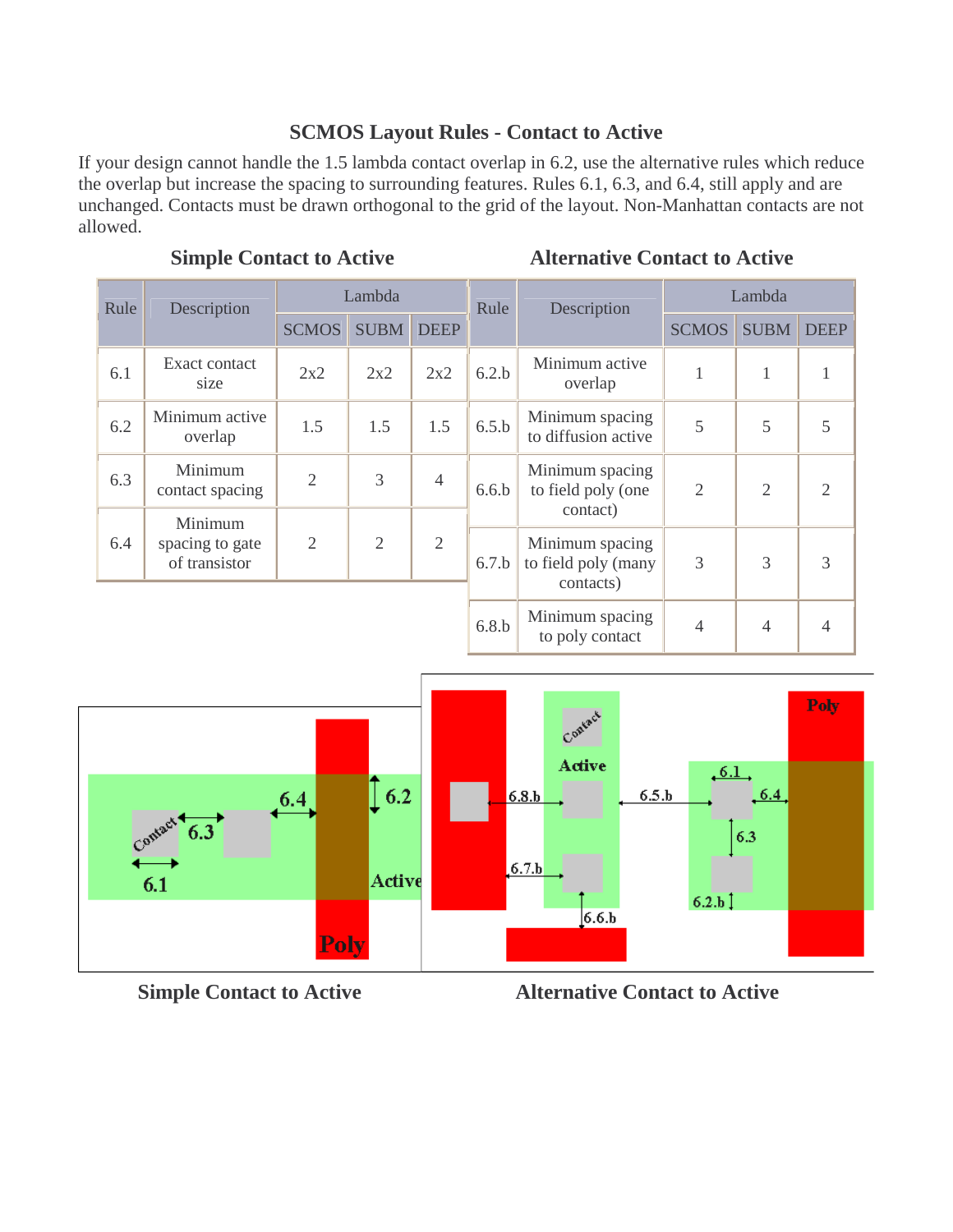# SCMOS Layout Rules - Contact to Active

If your design cannot handle the 1.5 lambda contact overlap in 6.2, use the alternative rules which reduce the overlap but increase the spacing to surrounding features. Rules 6.1, 6.3, and 6.4, still apply and are unchanged. Contacts must be drawn orthogonal to the grid of the layout. Non-Manhattan contacts are not allowed.

### Simple Contact to Active

| Rule | Description | Lambda | | |
|---|---|---|---|---|
| | | SCMOS | SUBM | DEEP |
| 6.1 | Exact contact size | 2x2 | 2x2 | 2x2 |
| 6.2 | Minimum active overlap | 1.5 | 1.5 | 1.5 |
| 6.3 | Minimum contact spacing | 2 | 3 | 4 |
| 6.4 | Minimum spacing to gate of transistor | 2 | 2 | 2 |

### Alternative Contact to Active

| Rule | Description | Lambda | | |
|---|---|---|---|---|
| | | SCMOS | SUBM | DEEP |
| 6.2.b | Minimum active overlap | 1 | 1 | 1 |
| 6.5.b | Minimum spacing to diffusion active | 5 | 5 | 5 |
| 6.6.b | Minimum spacing to field poly (one contact) | 2 | 2 | 2 |
| 6.7.b | Minimum spacing to field poly (many contacts) | 3 | 3 | 3 |
| 6.8.b | Minimum spacing to poly contact | 4 | 4 | 4 |

Simple Contact to Active

Alternative Contact to Active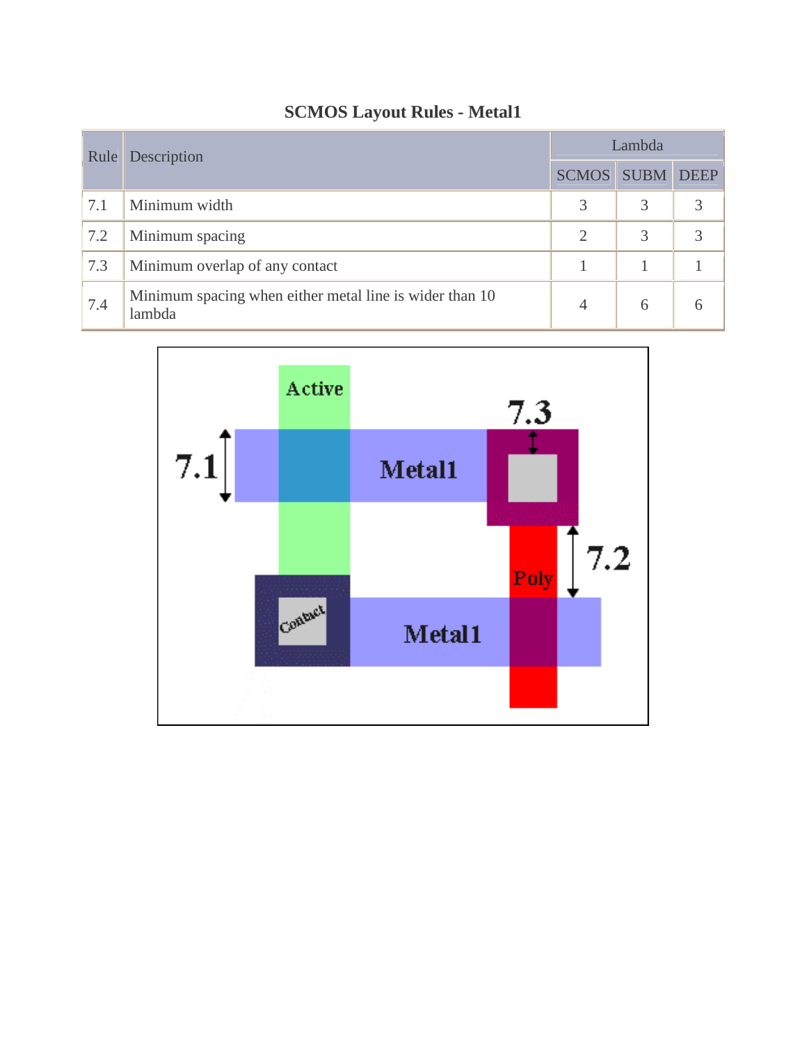## SCMOS Layout Rules - Metal1

| Rule | Description | Lambda | | |
|---|---|---|---|---|
| | | SCMOS | SUBM | DEEP |
| 7.1 | Minimum width | 3 | 3 | 3 |
| 7.2 | Minimum spacing | 2 | 3 | 3 |
| 7.3 | Minimum overlap of any contact | 1 | 1 | 1 |
| 7.4 | Minimum spacing when either metal line is wider than 10 lambda | 4 | 6 | 6 |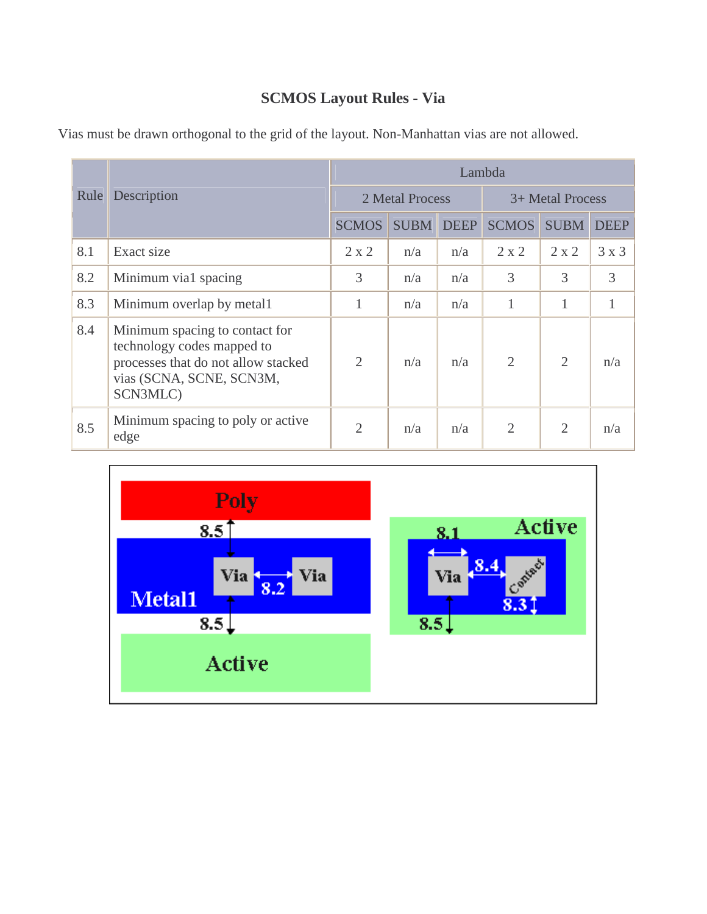# SCMOS Layout Rules - Via

Vias must be drawn orthogonal to the grid of the layout. Non-Manhattan vias are not allowed.

| Rule | Description | Lambda | | | | | |
|---|---|---|---|---|---|---|---|
| | | 2 Metal Process | | | 3+ Metal Process | | |
| | | SCMOS | SUBM | DEEP | SCMOS | SUBM | DEEP |
| 8.1 | Exact size | 2 x 2 | n/a | n/a | 2 x 2 | 2 x 2 | 3 x 3 |
| 8.2 | Minimum via1 spacing | 3 | n/a | n/a | 3 | 3 | 3 |
| 8.3 | Minimum overlap by metal1 | 1 | n/a | n/a | 1 | 1 | 1 |
| 8.4 | Minimum spacing to contact for technology codes mapped to processes that do not allow stacked vias (SCNA, SCNE, SCN3M, SCN3MLC) | 2 | n/a | n/a | 2 | 2 | n/a |
| 8.5 | Minimum spacing to poly or active edge | 2 | n/a | n/a | 2 | 2 | n/a |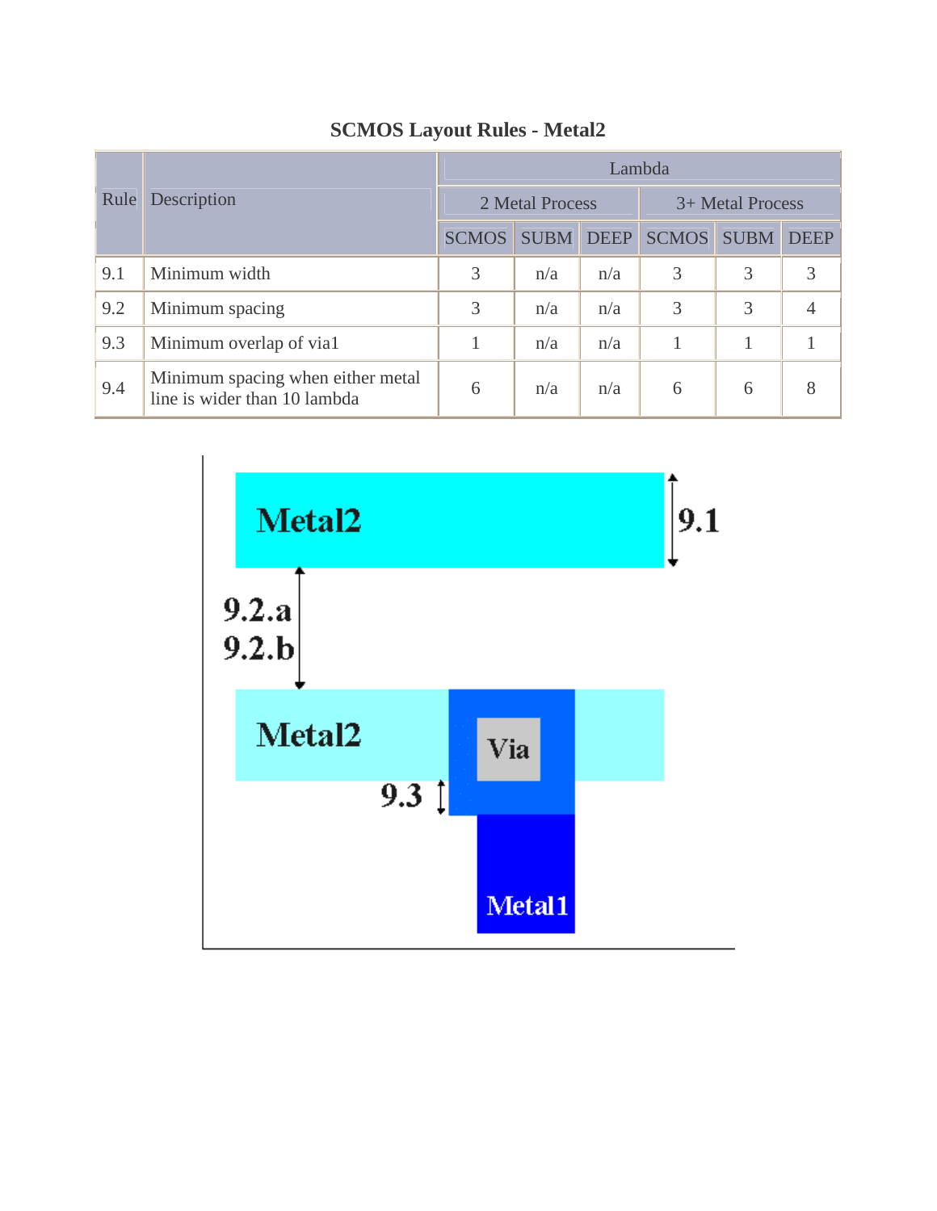### SCMOS Layout Rules - Metal2

| Rule | Description | Lambda | | | | | |
|---|---|---|---|---|---|---|---|
| | | 2 Metal Process | | | 3+ Metal Process | | |
| | | SCMOS | SUBM | DEEP | SCMOS | SUBM | DEEP |
| 9.1 | Minimum width | 3 | n/a | n/a | 3 | 3 | 3 |
| 9.2 | Minimum spacing | 3 | n/a | n/a | 3 | 3 | 4 |
| 9.3 | Minimum overlap of via1 | 1 | n/a | n/a | 1 | 1 | 1 |
| 9.4 | Minimum spacing when either metal line is wider than 10 lambda | 6 | n/a | n/a | 6 | 6 | 8 |

Metal2

9.1

9.2.a
9.2.b

Metal2

Via

9.3

Metal1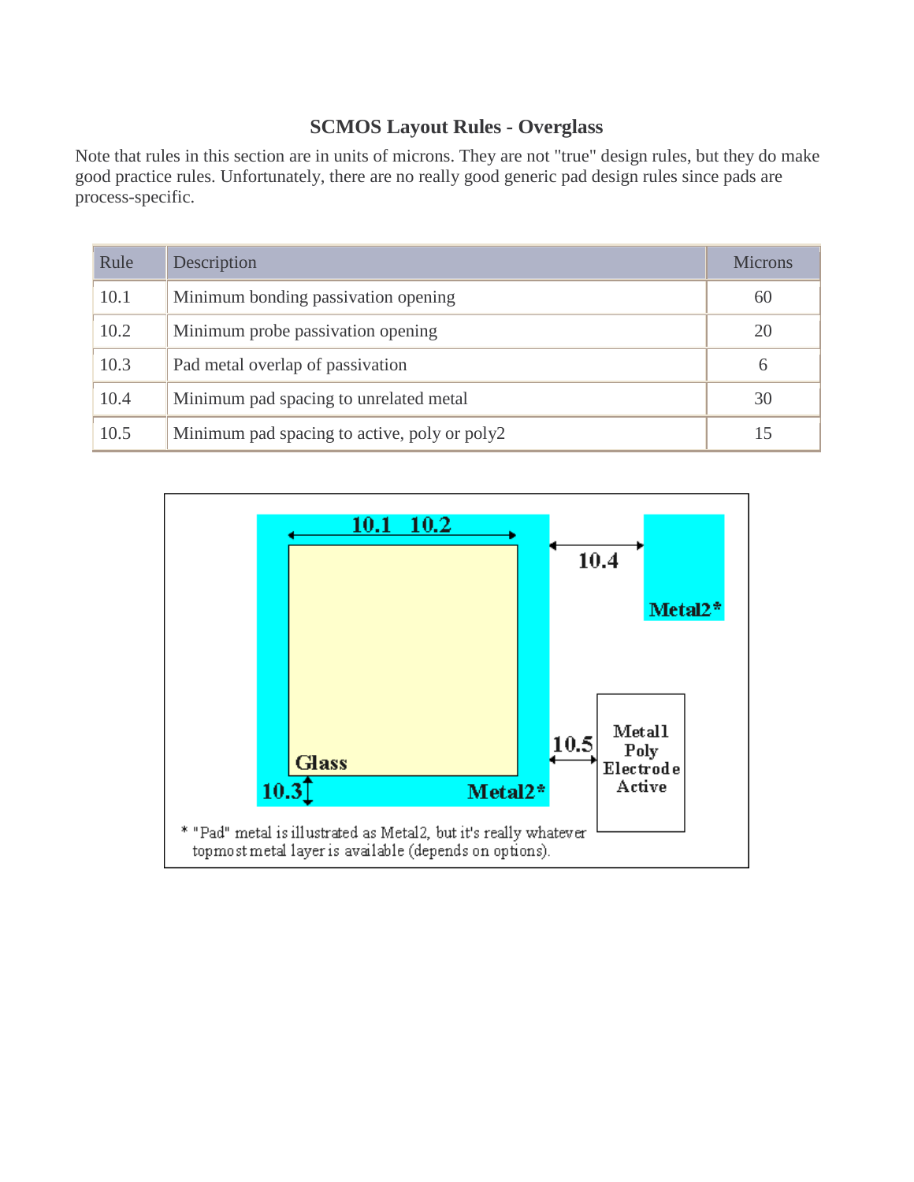# SCMOS Layout Rules - Overglass

Note that rules in this section are in units of microns. They are not "true" design rules, but they do make good practice rules. Unfortunately, there are no really good generic pad design rules since pads are process-specific.

| Rule | Description | Microns |
|---|---|---|
| 10.1 | Minimum bonding passivation opening | 60 |
| 10.2 | Minimum probe passivation opening | 20 |
| 10.3 | Pad metal overlap of passivation | 6 |
| 10.4 | Minimum pad spacing to unrelated metal | 30 |
| 10.5 | Minimum pad spacing to active, poly or poly2 | 15 |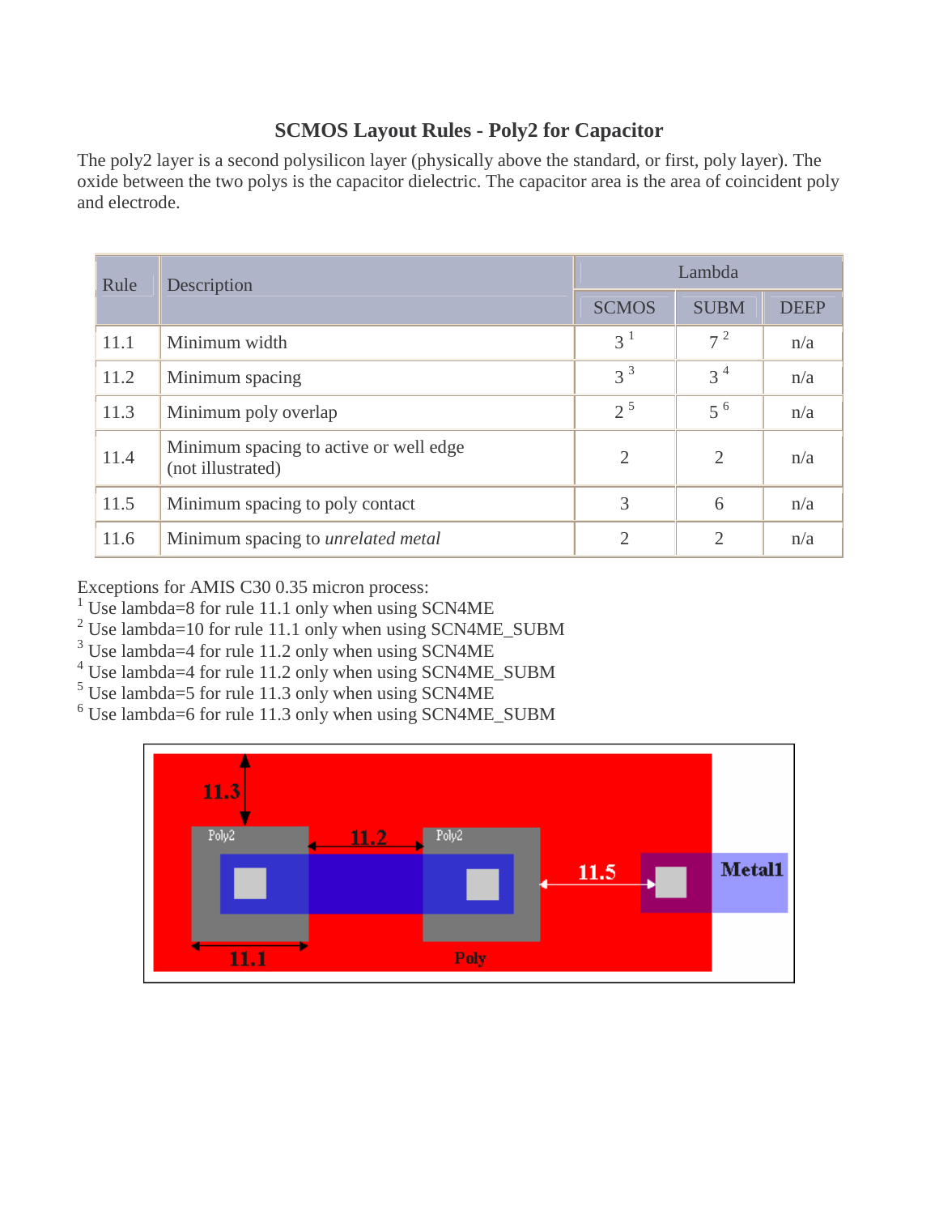# SCMOS Layout Rules - Poly2 for Capacitor

The poly2 layer is a second polysilicon layer (physically above the standard, or first, poly layer). The oxide between the two polys is the capacitor dielectric. The capacitor area is the area of coincident poly and electrode.

| Rule | Description | Lambda | | |
|---|---|---|---|---|
| | | SCMOS | SUBM | DEEP |
| 11.1 | Minimum width | 3 [1] | 7 [2] | n/a |
| 11.2 | Minimum spacing | 3 [3] | 3 [4] | n/a |
| 11.3 | Minimum poly overlap | 2 [5] | 5 [6] | n/a |
| 11.4 | Minimum spacing to active or well edge (not illustrated) | 2 | 2 | n/a |
| 11.5 | Minimum spacing to poly contact | 3 | 6 | n/a |
| 11.6 | Minimum spacing to *unrelated metal* | 2 | 2 | n/a |

Exceptions for AMIS C30 0.35 micron process:
[1] Use lambda=8 for rule 11.1 only when using SCN4ME
[2] Use lambda=10 for rule 11.1 only when using SCN4ME_SUBM
[3] Use lambda=4 for rule 11.2 only when using SCN4ME
[4] Use lambda=4 for rule 11.2 only when using SCN4ME_SUBM
[5] Use lambda=5 for rule 11.3 only when using SCN4ME
[6] Use lambda=6 for rule 11.3 only when using SCN4ME_SUBM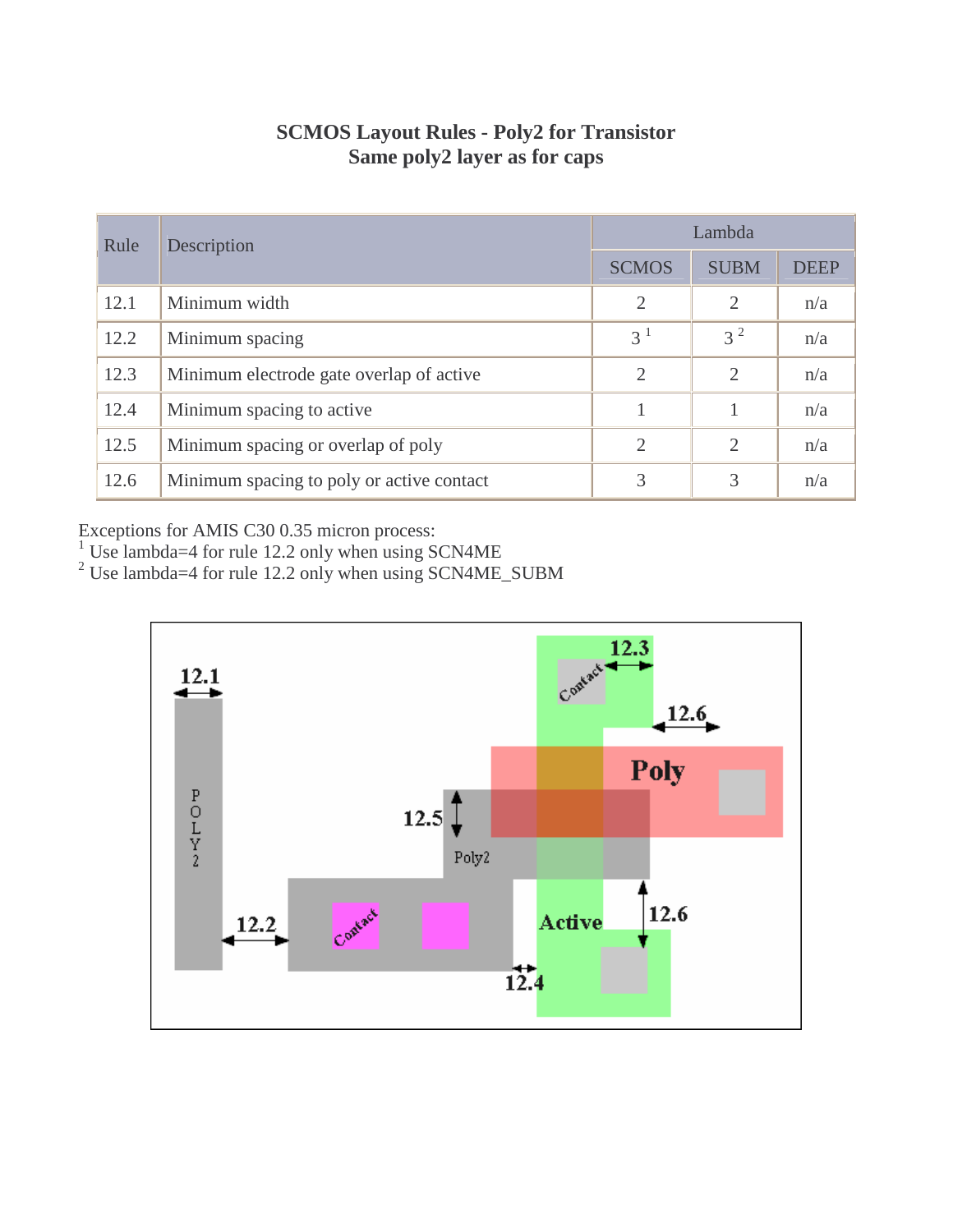# SCMOS Layout Rules - Poly2 for Transistor
## Same poly2 layer as for caps

| Rule | Description | Lambda | | |
|---|---|---|---|---|
| | | SCMOS | SUBM | DEEP |
| 12.1 | Minimum width | 2 | 2 | n/a |
| 12.2 | Minimum spacing | 3 [1] | 3 [2] | n/a |
| 12.3 | Minimum electrode gate overlap of active | 2 | 2 | n/a |
| 12.4 | Minimum spacing to active | 1 | 1 | n/a |
| 12.5 | Minimum spacing or overlap of poly | 2 | 2 | n/a |
| 12.6 | Minimum spacing to poly or active contact | 3 | 3 | n/a |

Exceptions for AMIS C30 0.35 micron process:

[1] Use lambda=4 for rule 12.2 only when using SCN4ME

[2] Use lambda=4 for rule 12.2 only when using SCN4ME_SUBM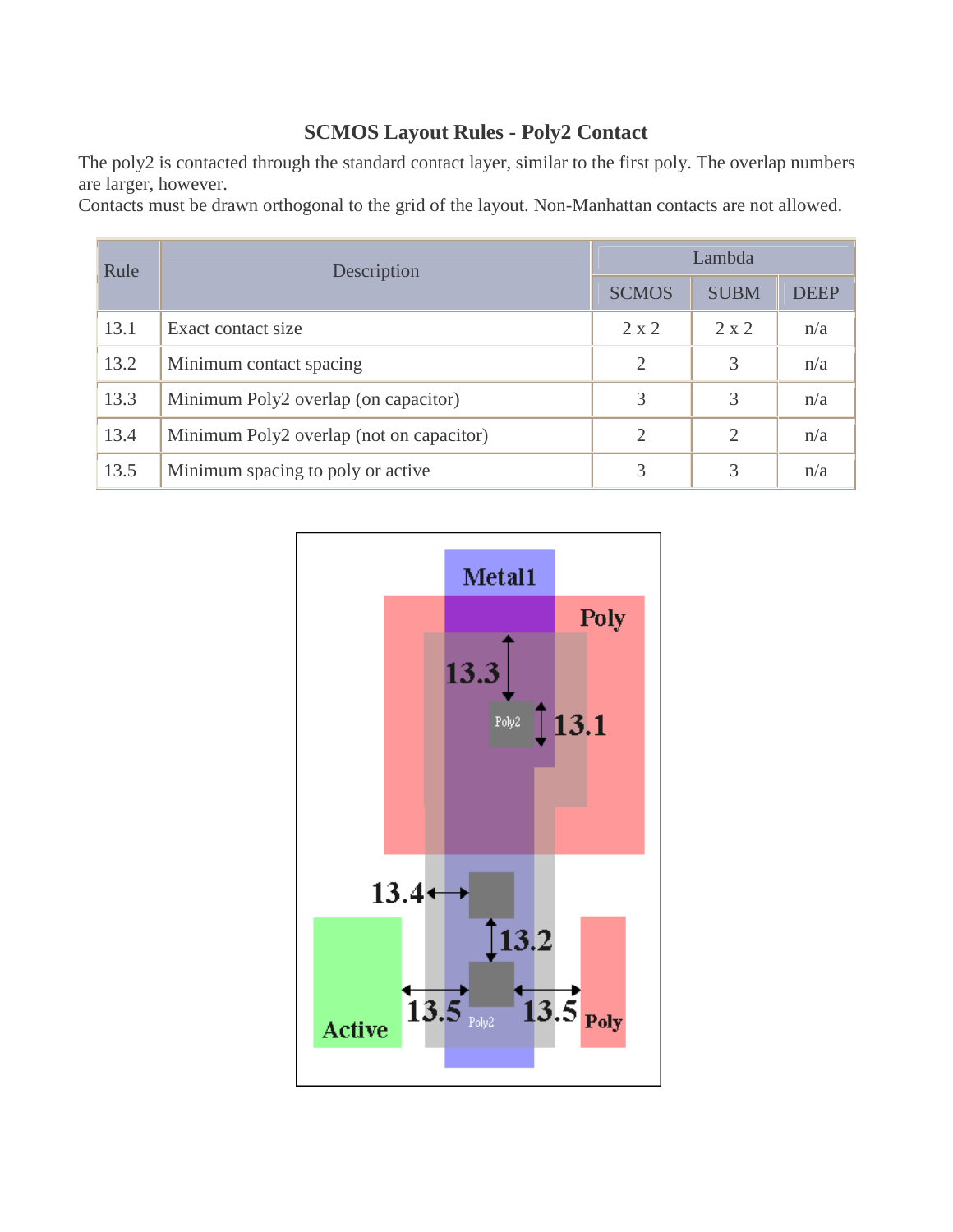# SCMOS Layout Rules - Poly2 Contact

The poly2 is contacted through the standard contact layer, similar to the first poly. The overlap numbers are larger, however.
Contacts must be drawn orthogonal to the grid of the layout. Non-Manhattan contacts are not allowed.

| Rule | Description | Lambda | | |
|---|---|---|---|---|
| | | SCMOS | SUBM | DEEP |
| 13.1 | Exact contact size | 2 x 2 | 2 x 2 | n/a |
| 13.2 | Minimum contact spacing | 2 | 3 | n/a |
| 13.3 | Minimum Poly2 overlap (on capacitor) | 3 | 3 | n/a |
| 13.4 | Minimum Poly2 overlap (not on capacitor) | 2 | 2 | n/a |
| 13.5 | Minimum spacing to poly or active | 3 | 3 | n/a |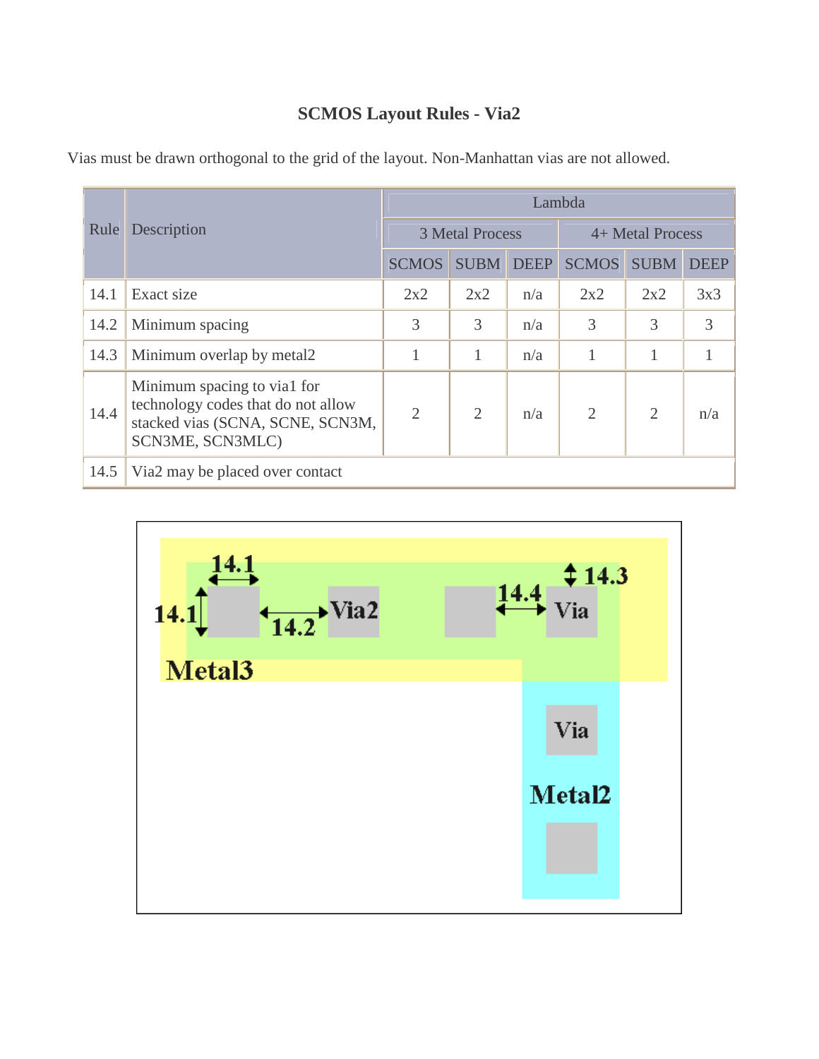# SCMOS Layout Rules - Via2

Vias must be drawn orthogonal to the grid of the layout. Non-Manhattan vias are not allowed.

| Rule | Description | Lambda | | | | | |
|---|---|---|---|---|---|---|---|
| | | 3 Metal Process | | | 4+ Metal Process | | |
| | | SCMOS | SUBM | DEEP | SCMOS | SUBM | DEEP |
| 14.1 | Exact size | 2x2 | 2x2 | n/a | 2x2 | 2x2 | 3x3 |
| 14.2 | Minimum spacing | 3 | 3 | n/a | 3 | 3 | 3 |
| 14.3 | Minimum overlap by metal2 | 1 | 1 | n/a | 1 | 1 | 1 |
| 14.4 | Minimum spacing to via1 for technology codes that do not allow stacked vias (SCNA, SCNE, SCN3M, SCN3ME, SCN3MLC) | 2 | 2 | n/a | 2 | 2 | n/a |
| 14.5 | Via2 may be placed over contact | | | | | | |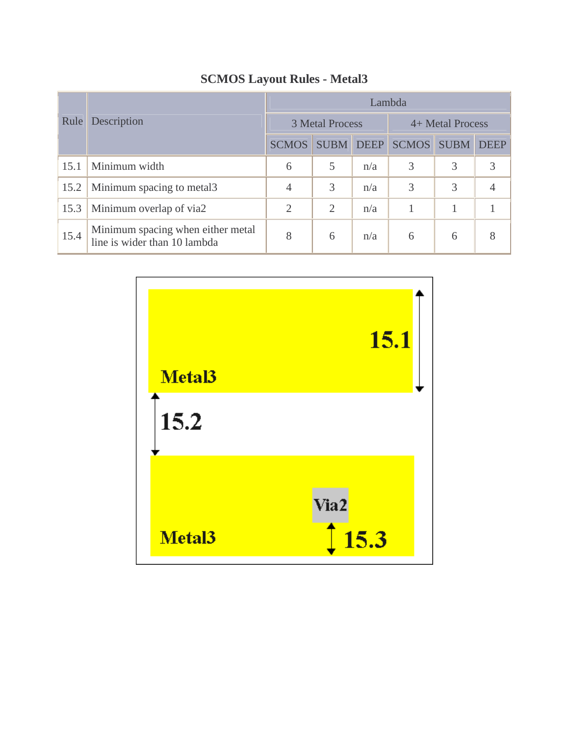# SCMOS Layout Rules - Metal3

| Rule | Description | Lambda | | | | | |
|---|---|---|---|---|---|---|---|
| | | 3 Metal Process | | | 4+ Metal Process | | |
| | | SCMOS | SUBM | DEEP | SCMOS | SUBM | DEEP |
| 15.1 | Minimum width | 6 | 5 | n/a | 3 | 3 | 3 |
| 15.2 | Minimum spacing to metal3 | 4 | 3 | n/a | 3 | 3 | 4 |
| 15.3 | Minimum overlap of via2 | 2 | 2 | n/a | 1 | 1 | 1 |
| 15.4 | Minimum spacing when either metal line is wider than 10 lambda | 8 | 6 | n/a | 6 | 6 | 8 |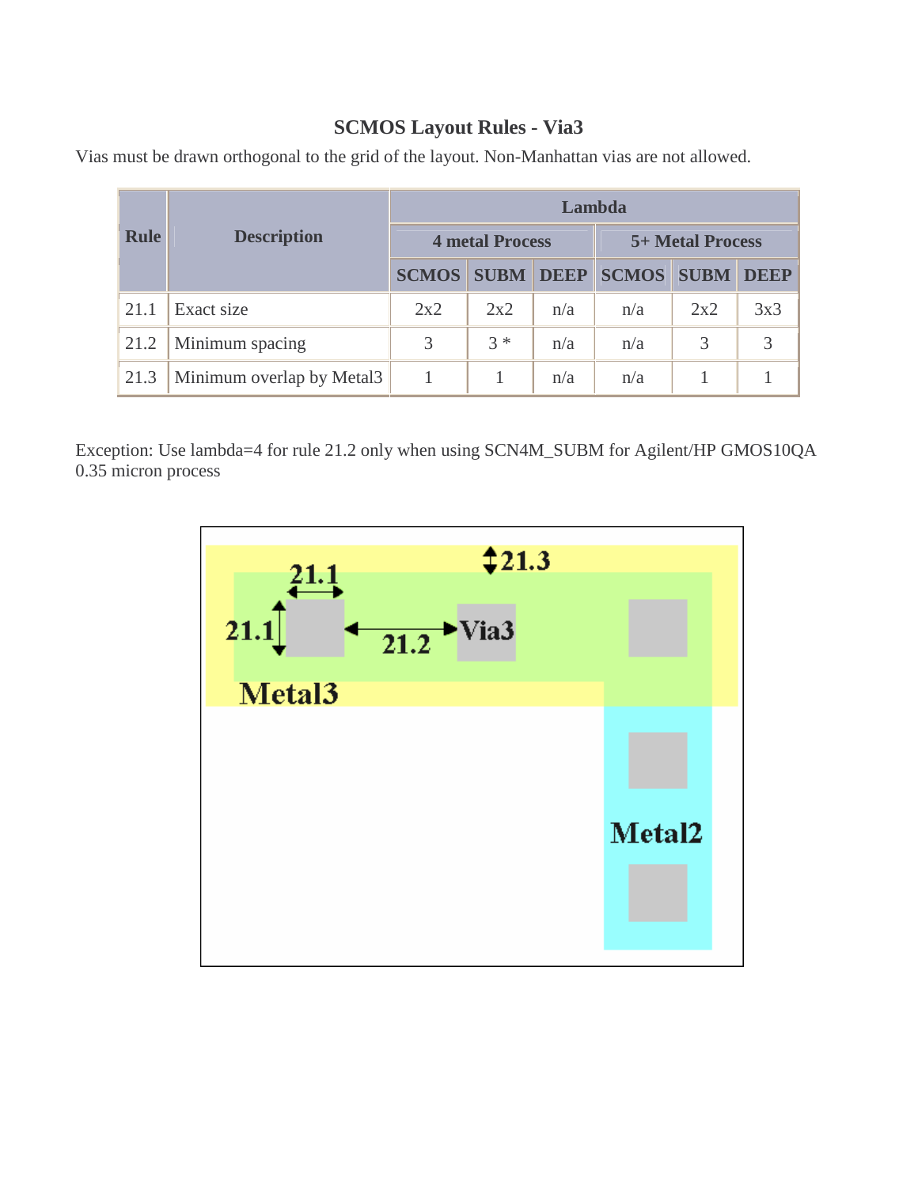# SCMOS Layout Rules - Via3

Vias must be drawn orthogonal to the grid of the layout. Non-Manhattan vias are not allowed.

| Rule | Description | Lambda | | | | | |
|---|---|---|---|---|---|---|---|
| | | 4 metal Process | | | 5+ Metal Process | | |
| | | SCMOS | SUBM | DEEP | SCMOS | SUBM | DEEP |
| 21.1 | Exact size | 2x2 | 2x2 | n/a | n/a | 2x2 | 3x3 |
| 21.2 | Minimum spacing | 3 | 3 * | n/a | n/a | 3 | 3 |
| 21.3 | Minimum overlap by Metal3 | 1 | 1 | n/a | n/a | 1 | 1 |

Exception: Use lambda=4 for rule 21.2 only when using SCN4M_SUBM for Agilent/HP GMOS10QA 0.35 micron process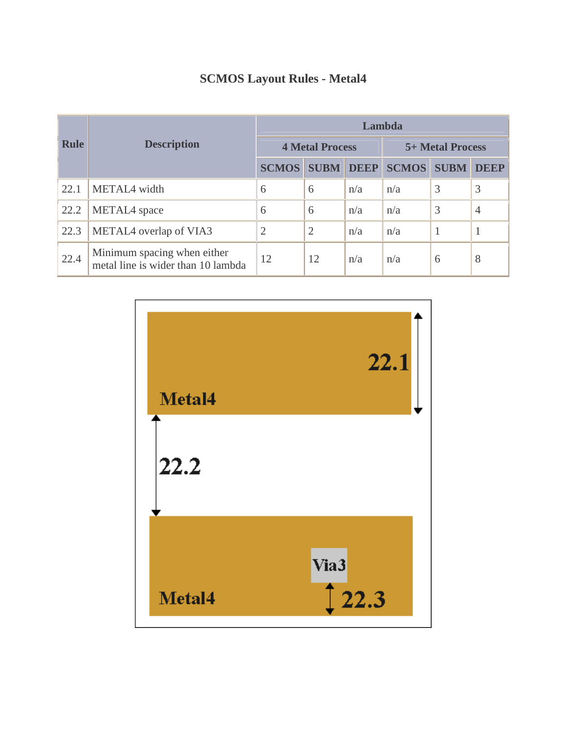# SCMOS Layout Rules - Metal4

| Rule | Description | Lambda | | | | | |
|---|---|---|---|---|---|---|---|
| | | 4 Metal Process | | | 5+ Metal Process | | |
| | | SCMOS | SUBM | DEEP | SCMOS | SUBM | DEEP |
| 22.1 | METAL4 width | 6 | 6 | n/a | n/a | 3 | 3 |
| 22.2 | METAL4 space | 6 | 6 | n/a | n/a | 3 | 4 |
| 22.3 | METAL4 overlap of VIA3 | 2 | 2 | n/a | n/a | 1 | 1 |
| 22.4 | Minimum spacing when either metal line is wider than 10 lambda | 12 | 12 | n/a | n/a | 6 | 8 |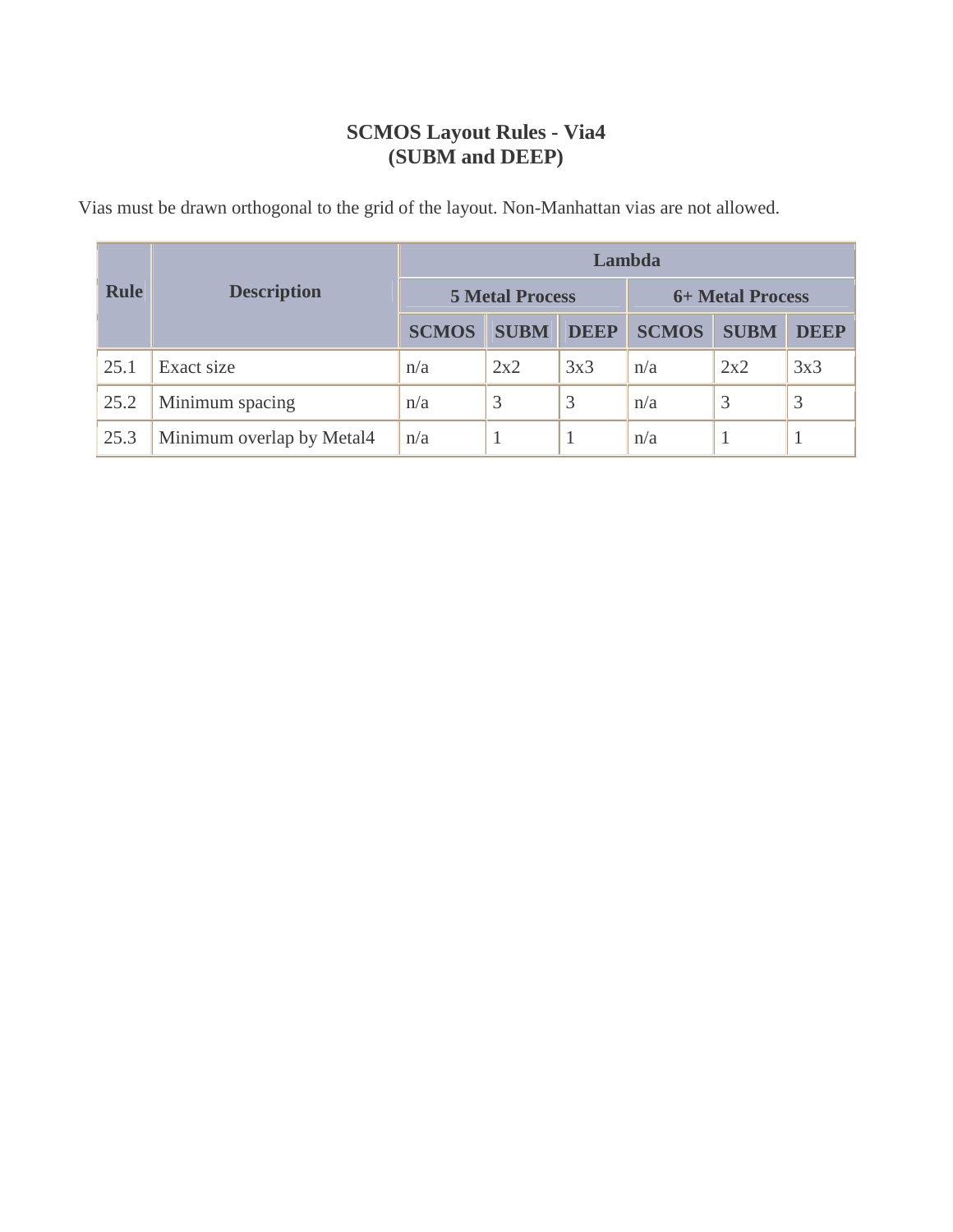# SCMOS Layout Rules - Via4
## (SUBM and DEEP)

Vias must be drawn orthogonal to the grid of the layout. Non-Manhattan vias are not allowed.

| Rule | Description | Lambda | | | | | |
|---|---|---|---|---|---|---|---|
| | | 5 Metal Process | | | 6+ Metal Process | | |
| | | SCMOS | SUBM | DEEP | SCMOS | SUBM | DEEP |
| 25.1 | Exact size | n/a | 2x2 | 3x3 | n/a | 2x2 | 3x3 |
| 25.2 | Minimum spacing | n/a | 3 | 3 | n/a | 3 | 3 |
| 25.3 | Minimum overlap by Metal4 | n/a | 1 | 1 | n/a | 1 | 1 |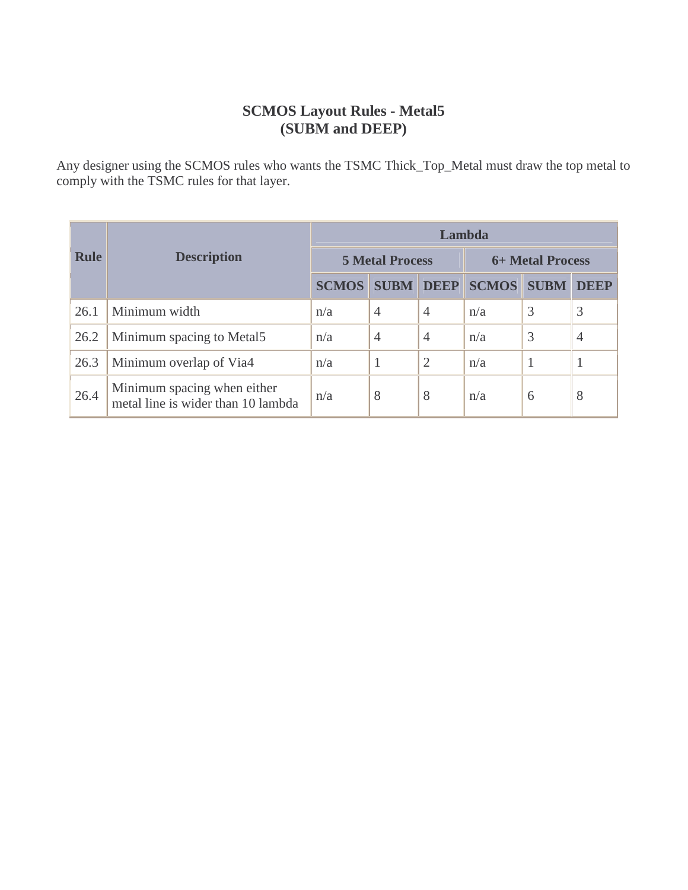## SCMOS Layout Rules - Metal5
## (SUBM and DEEP)

Any designer using the SCMOS rules who wants the TSMC Thick_Top_Metal must draw the top metal to comply with the TSMC rules for that layer.

| Rule | Description | Lambda | | | | | |
|---|---|---|---|---|---|---|---|
| | | 5 Metal Process | | | 6+ Metal Process | | |
| | | SCMOS | SUBM | DEEP | SCMOS | SUBM | DEEP |
| 26.1 | Minimum width | n/a | 4 | 4 | n/a | 3 | 3 |
| 26.2 | Minimum spacing to Metal5 | n/a | 4 | 4 | n/a | 3 | 4 |
| 26.3 | Minimum overlap of Via4 | n/a | 1 | 2 | n/a | 1 | 1 |
| 26.4 | Minimum spacing when either metal line is wider than 10 lambda | n/a | 8 | 8 | n/a | 6 | 8 |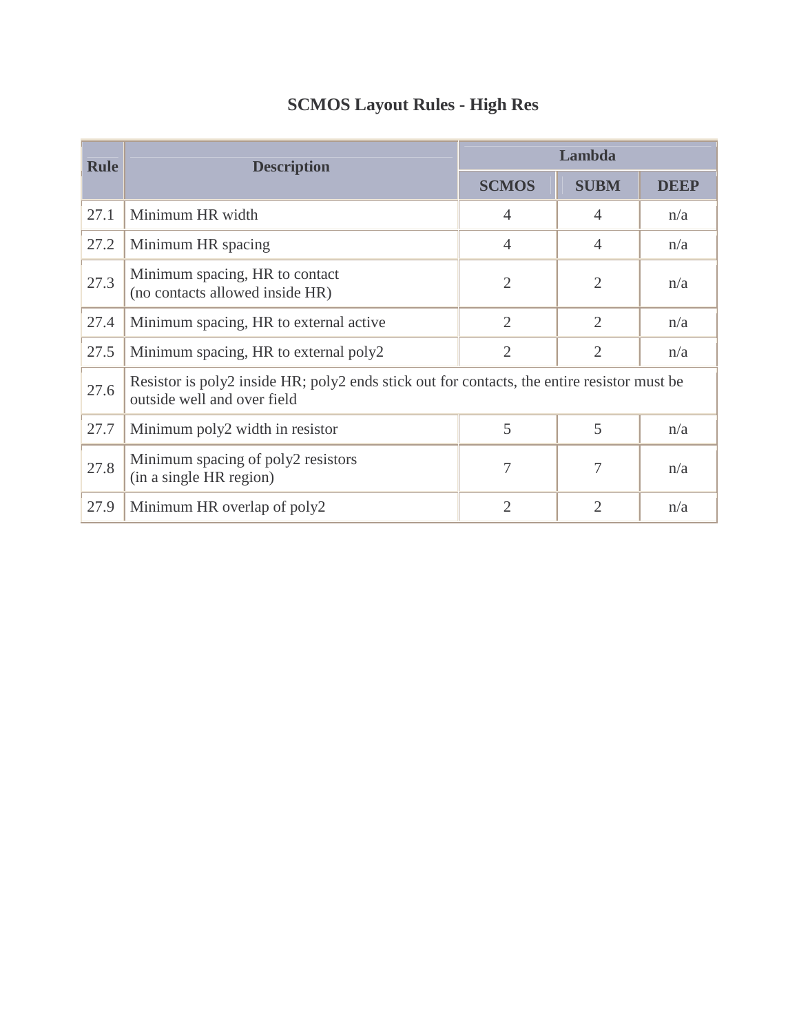# SCMOS Layout Rules - High Res

| Rule | Description | Lambda | | |
|---|---|---|---|---|
| | | SCMOS | SUBM | DEEP |
| 27.1 | Minimum HR width | 4 | 4 | n/a |
| 27.2 | Minimum HR spacing | 4 | 4 | n/a |
| 27.3 | Minimum spacing, HR to contact (no contacts allowed inside HR) | 2 | 2 | n/a |
| 27.4 | Minimum spacing, HR to external active | 2 | 2 | n/a |
| 27.5 | Minimum spacing, HR to external poly2 | 2 | 2 | n/a |
| 27.6 | Resistor is poly2 inside HR; poly2 ends stick out for contacts, the entire resistor must be outside well and over field | | | |
| 27.7 | Minimum poly2 width in resistor | 5 | 5 | n/a |
| 27.8 | Minimum spacing of poly2 resistors (in a single HR region) | 7 | 7 | n/a |
| 27.9 | Minimum HR overlap of poly2 | 2 | 2 | n/a |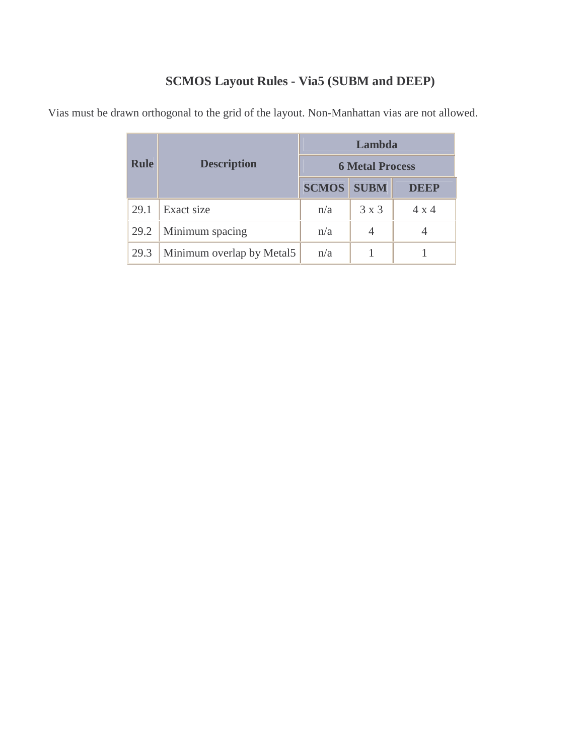# SCMOS Layout Rules - Via5 (SUBM and DEEP)

Vias must be drawn orthogonal to the grid of the layout. Non-Manhattan vias are not allowed.

| Rule | Description | Lambda | | |
|---|---|---|---|---|
| | | 6 Metal Process | | |
| | | SCMOS | SUBM | DEEP |
| 29.1 | Exact size | n/a | 3 x 3 | 4 x 4 |
| 29.2 | Minimum spacing | n/a | 4 | 4 |
| 29.3 | Minimum overlap by Metal5 | n/a | 1 | 1 |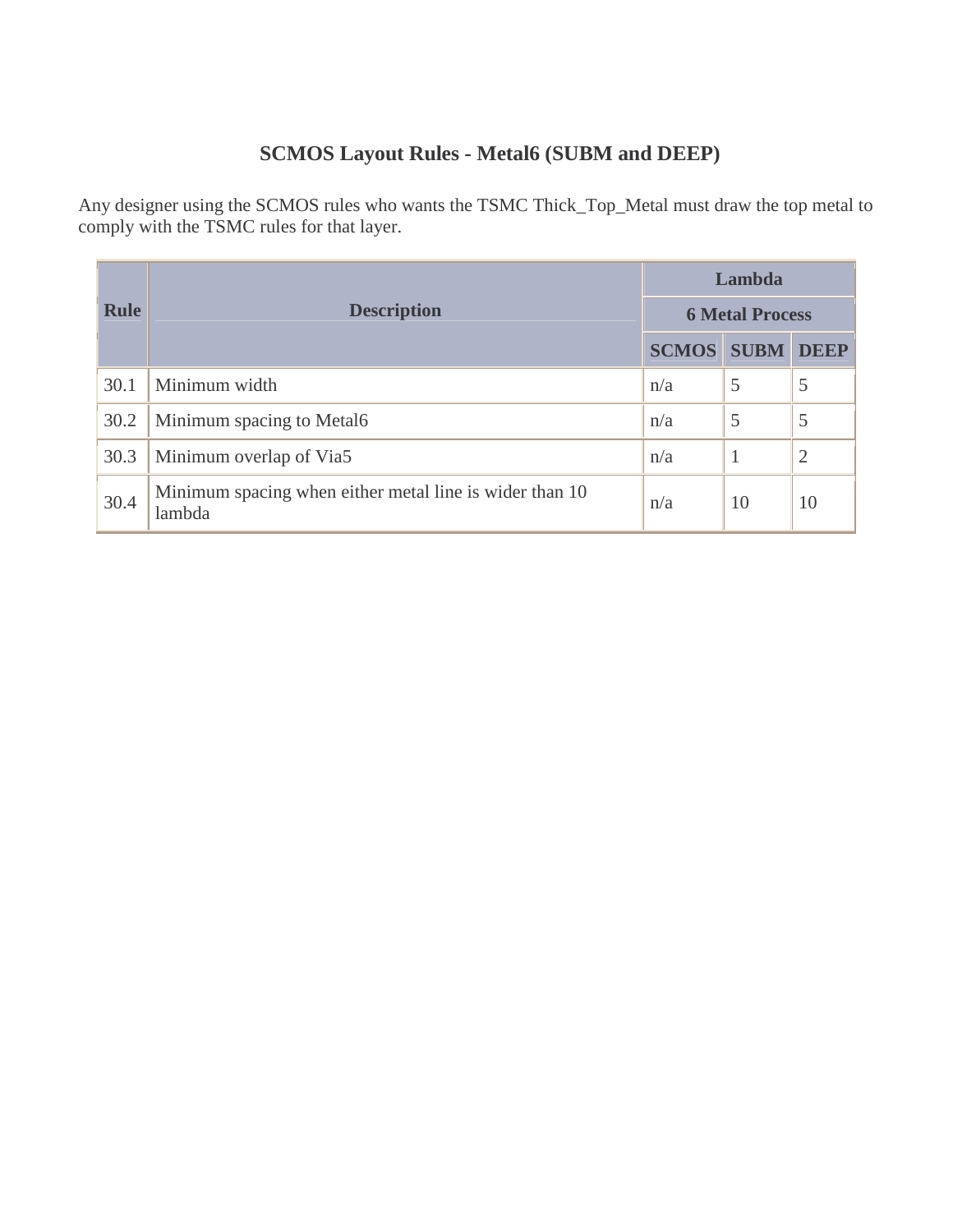# SCMOS Layout Rules - Metal6 (SUBM and DEEP)

Any designer using the SCMOS rules who wants the TSMC Thick_Top_Metal must draw the top metal to comply with the TSMC rules for that layer.

| Rule | Description | Lambda | | |
|---|---|---|---|---|
| | | 6 Metal Process | | |
| | | SCMOS | SUBM | DEEP |
| 30.1 | Minimum width | n/a | 5 | 5 |
| 30.2 | Minimum spacing to Metal6 | n/a | 5 | 5 |
| 30.3 | Minimum overlap of Via5 | n/a | 1 | 2 |
| 30.4 | Minimum spacing when either metal line is wider than 10 lambda | n/a | 10 | 10 |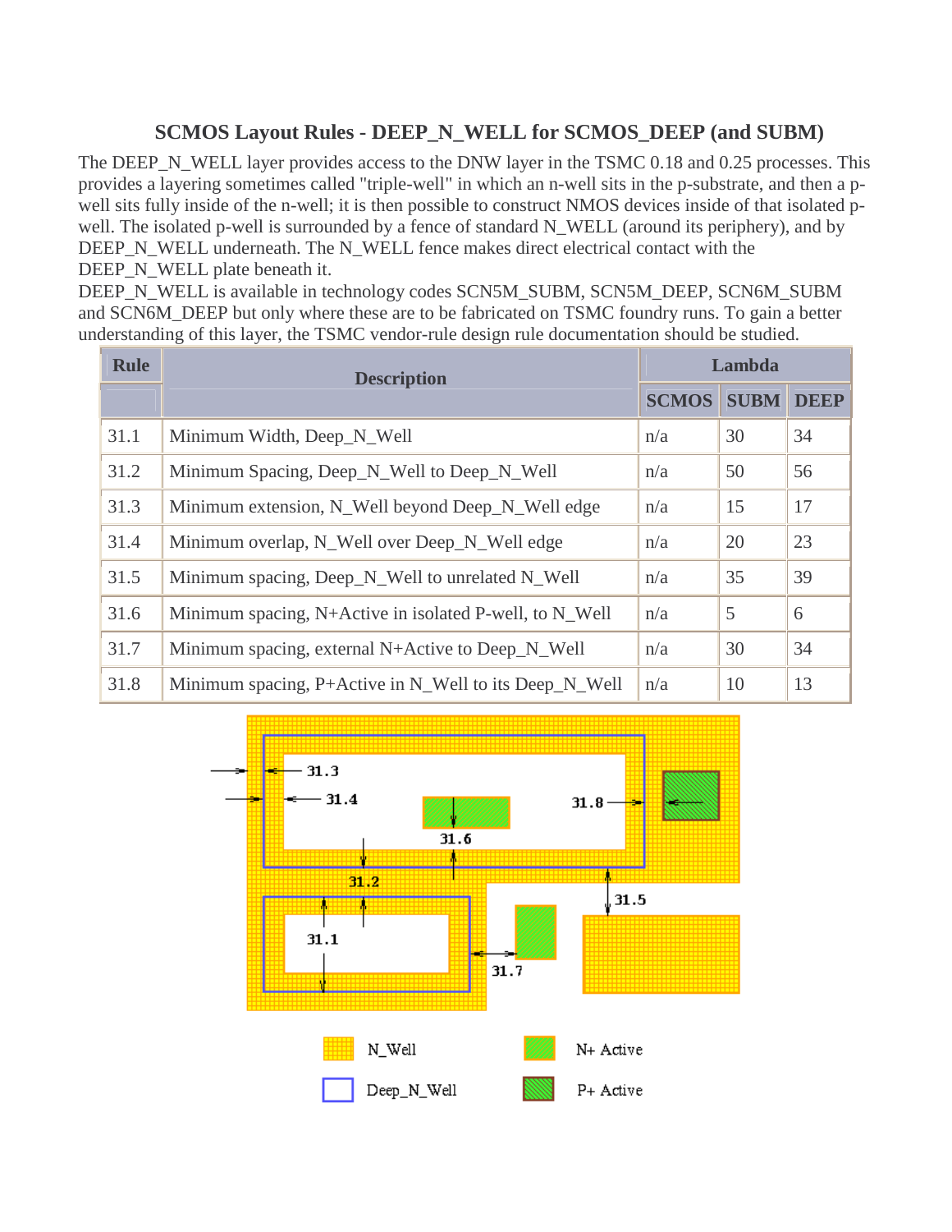# SCMOS Layout Rules - DEEP_N_WELL for SCMOS_DEEP (and SUBM)

The DEEP_N_WELL layer provides access to the DNW layer in the TSMC 0.18 and 0.25 processes. This provides a layering sometimes called "triple-well" in which an n-well sits in the p-substrate, and then a p-well sits fully inside of the n-well; it is then possible to construct NMOS devices inside of that isolated p-well. The isolated p-well is surrounded by a fence of standard N_WELL (around its periphery), and by DEEP_N_WELL underneath. The N_WELL fence makes direct electrical contact with the DEEP_N_WELL plate beneath it.

DEEP_N_WELL is available in technology codes SCN5M_SUBM, SCN5M_DEEP, SCN6M_SUBM and SCN6M_DEEP but only where these are to be fabricated on TSMC foundry runs. To gain a better understanding of this layer, the TSMC vendor-rule design rule documentation should be studied.

| Rule | Description | Lambda | | |
|---|---|---|---|---|
| | | SCMOS | SUBM | DEEP |
| 31.1 | Minimum Width, Deep_N_Well | n/a | 30 | 34 |
| 31.2 | Minimum Spacing, Deep_N_Well to Deep_N_Well | n/a | 50 | 56 |
| 31.3 | Minimum extension, N_Well beyond Deep_N_Well edge | n/a | 15 | 17 |
| 31.4 | Minimum overlap, N_Well over Deep_N_Well edge | n/a | 20 | 23 |
| 31.5 | Minimum spacing, Deep_N_Well to unrelated N_Well | n/a | 35 | 39 |
| 31.6 | Minimum spacing, N+Active in isolated P-well, to N_Well | n/a | 5 | 6 |
| 31.7 | Minimum spacing, external N+Active to Deep_N_Well | n/a | 30 | 34 |
| 31.8 | Minimum spacing, P+Active in N_Well to its Deep_N_Well | n/a | 10 | 13 |

31.3
31.4
31.6
31.8
31.2
31.5
31.1
31.7

N_Well
N+ Active
Deep_N_Well
P+ Active